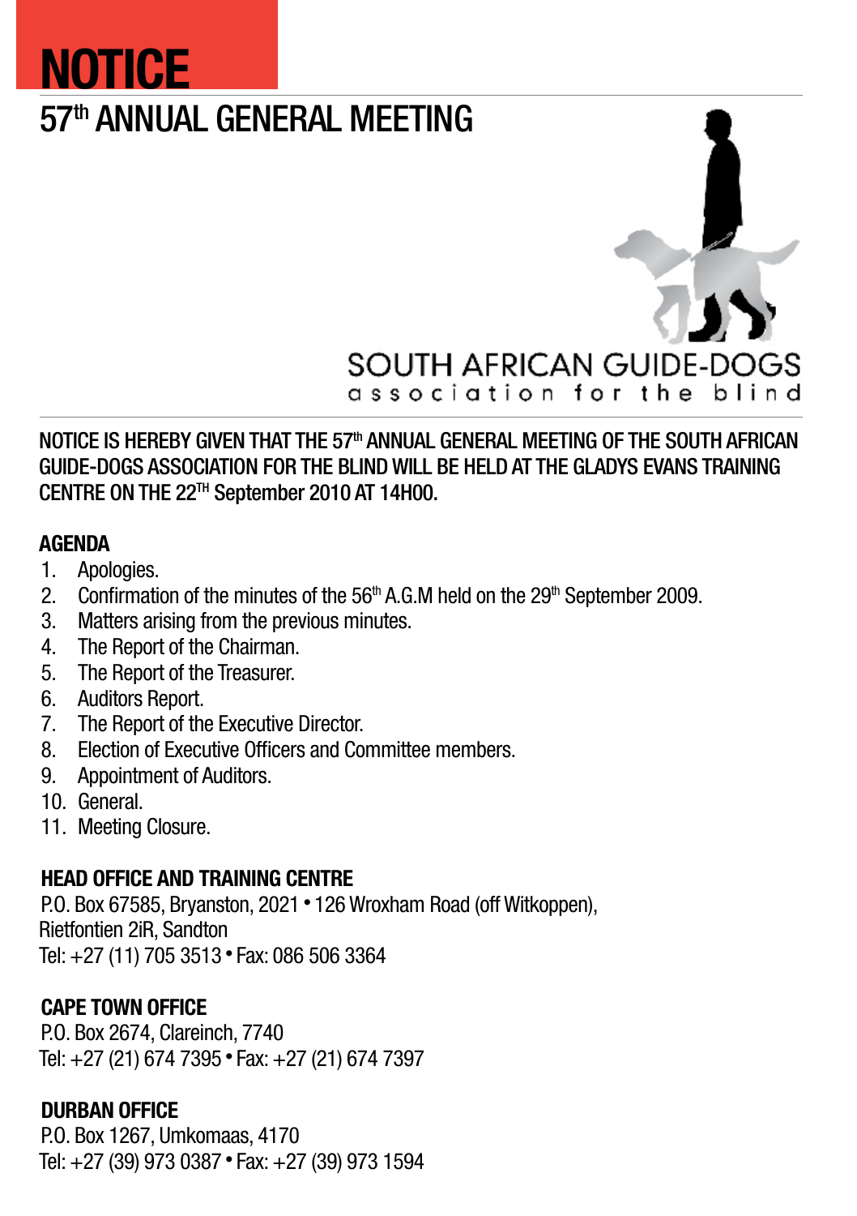# NOTICE

## 57th ANNUAL GENERAL MEETING

SOUTH AFRICAN GUIDE-DOGS
association for the blind

**NOTICE IS HEREBY GIVEN THAT THE 57th ANNUAL GENERAL MEETING OF THE SOUTH AFRICAN GUIDE-DOGS ASSOCIATION FOR THE BLIND WILL BE HELD AT THE GLADYS EVANS TRAINING CENTRE ON THE 22TH September 2010 AT 14H00.**

### AGENDA

1. Apologies.
2. Confirmation of the minutes of the 56th A.G.M held on the 29th September 2009.
3. Matters arising from the previous minutes.
4. The Report of the Chairman.
5. The Report of the Treasurer.
6. Auditors Report.
7. The Report of the Executive Director.
8. Election of Executive Officers and Committee members.
9. Appointment of Auditors.
10. General.
11. Meeting Closure.

### HEAD OFFICE AND TRAINING CENTRE

P.O. Box 67585, Bryanston, 2021 • 126 Wroxham Road (off Witkoppen), Rietfontien 2iR, Sandton
Tel: +27 (11) 705 3513 • Fax: 086 506 3364

### CAPE TOWN OFFICE

P.O. Box 2674, Clareinch, 7740
Tel: +27 (21) 674 7395 • Fax: +27 (21) 674 7397

### DURBAN OFFICE

P.O. Box 1267, Umkomaas, 4170
Tel: +27 (39) 973 0387 • Fax: +27 (39) 973 1594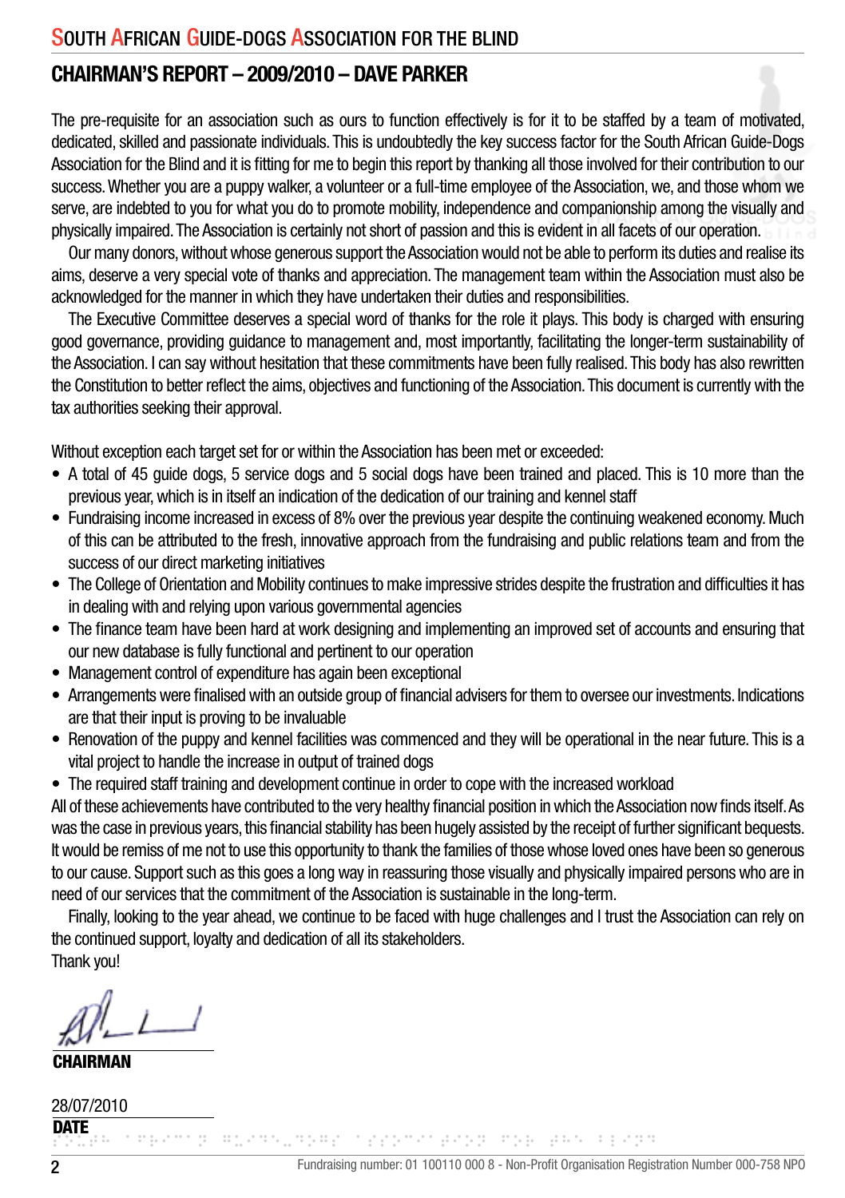## CHAIRMAN'S REPORT – 2009/2010 – DAVE PARKER

The pre-requisite for an association such as ours to function effectively is for it to be staffed by a team of motivated, dedicated, skilled and passionate individuals. This is undoubtedly the key success factor for the South African Guide-Dogs Association for the Blind and it is fitting for me to begin this report by thanking all those involved for their contribution to our success. Whether you are a puppy walker, a volunteer or a full-time employee of the Association, we, and those whom we serve, are indebted to you for what you do to promote mobility, independence and companionship among the visually and physically impaired. The Association is certainly not short of passion and this is evident in all facets of our operation.

Our many donors, without whose generous support the Association would not be able to perform its duties and realise its aims, deserve a very special vote of thanks and appreciation. The management team within the Association must also be acknowledged for the manner in which they have undertaken their duties and responsibilities.

The Executive Committee deserves a special word of thanks for the role it plays. This body is charged with ensuring good governance, providing guidance to management and, most importantly, facilitating the longer-term sustainability of the Association. I can say without hesitation that these commitments have been fully realised. This body has also rewritten the Constitution to better reflect the aims, objectives and functioning of the Association. This document is currently with the tax authorities seeking their approval.

Without exception each target set for or within the Association has been met or exceeded:

- A total of 45 guide dogs, 5 service dogs and 5 social dogs have been trained and placed. This is 10 more than the previous year, which is in itself an indication of the dedication of our training and kennel staff
- Fundraising income increased in excess of 8% over the previous year despite the continuing weakened economy. Much of this can be attributed to the fresh, innovative approach from the fundraising and public relations team and from the success of our direct marketing initiatives
- The College of Orientation and Mobility continues to make impressive strides despite the frustration and difficulties it has in dealing with and relying upon various governmental agencies
- The finance team have been hard at work designing and implementing an improved set of accounts and ensuring that our new database is fully functional and pertinent to our operation
- Management control of expenditure has again been exceptional
- Arrangements were finalised with an outside group of financial advisers for them to oversee our investments. Indications are that their input is proving to be invaluable
- Renovation of the puppy and kennel facilities was commenced and they will be operational in the near future. This is a vital project to handle the increase in output of trained dogs
- The required staff training and development continue in order to cope with the increased workload

All of these achievements have contributed to the very healthy financial position in which the Association now finds itself. As was the case in previous years, this financial stability has been hugely assisted by the receipt of further significant bequests. It would be remiss of me not to use this opportunity to thank the families of those whose loved ones have been so generous to our cause. Support such as this goes a long way in reassuring those visually and physically impaired persons who are in need of our services that the commitment of the Association is sustainable in the long-term.

Finally, looking to the year ahead, we continue to be faced with huge challenges and I trust the Association can rely on the continued support, loyalty and dedication of all its stakeholders.

Thank you!

**CHAIRMAN**

28/07/2010

**DATE**

Fundraising number: 01 100110 000 8 - Non-Profit Organisation Registration Number 000-758 NPO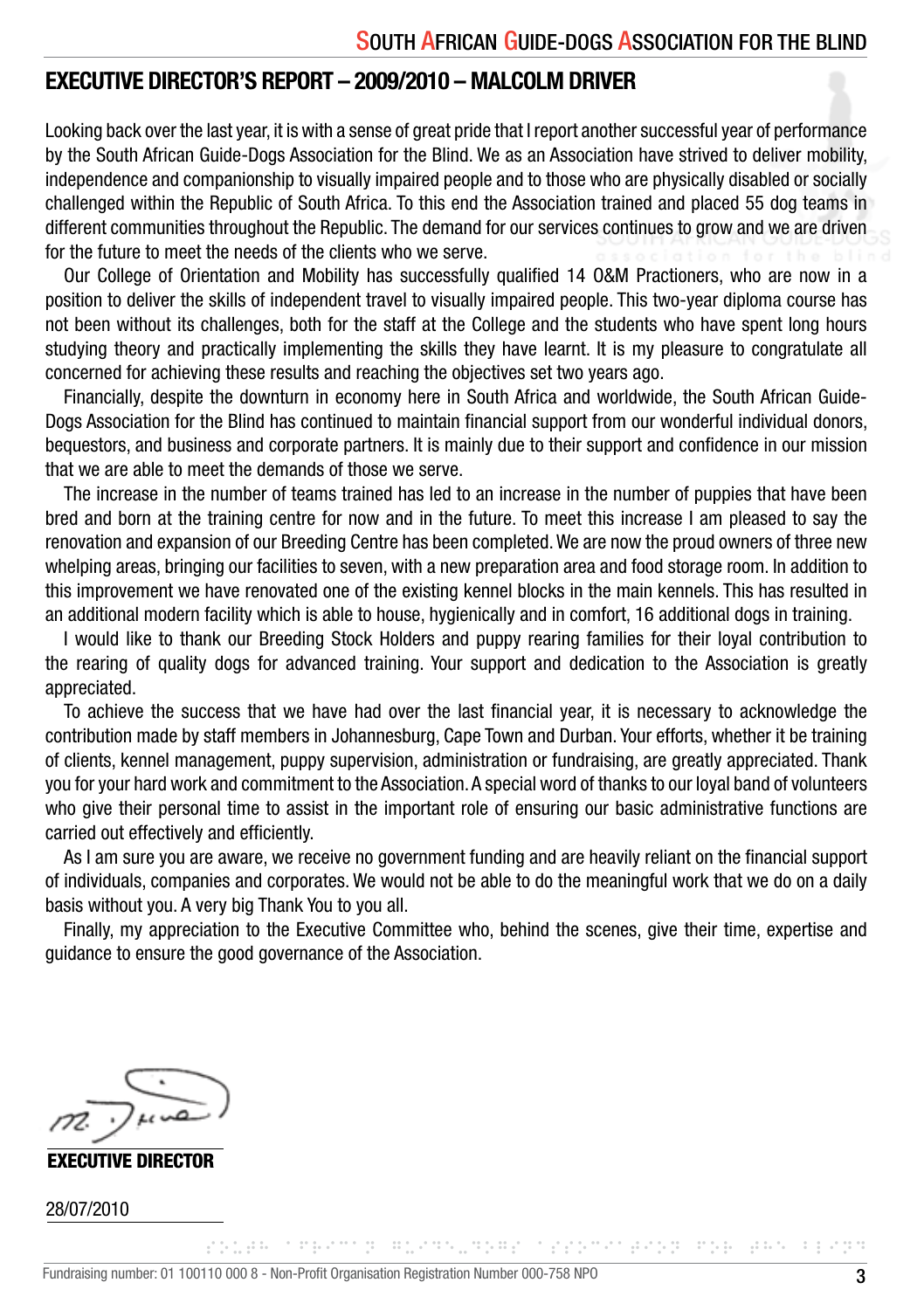## EXECUTIVE DIRECTOR'S REPORT – 2009/2010 – MALCOLM DRIVER

Looking back over the last year, it is with a sense of great pride that I report another successful year of performance by the South African Guide-Dogs Association for the Blind. We as an Association have strived to deliver mobility, independence and companionship to visually impaired people and to those who are physically disabled or socially challenged within the Republic of South Africa. To this end the Association trained and placed 55 dog teams in different communities throughout the Republic. The demand for our services continues to grow and we are driven for the future to meet the needs of the clients who we serve.

Our College of Orientation and Mobility has successfully qualified 14 O&M Practioners, who are now in a position to deliver the skills of independent travel to visually impaired people. This two-year diploma course has not been without its challenges, both for the staff at the College and the students who have spent long hours studying theory and practically implementing the skills they have learnt. It is my pleasure to congratulate all concerned for achieving these results and reaching the objectives set two years ago.

Financially, despite the downturn in economy here in South Africa and worldwide, the South African Guide-Dogs Association for the Blind has continued to maintain financial support from our wonderful individual donors, bequestors, and business and corporate partners. It is mainly due to their support and confidence in our mission that we are able to meet the demands of those we serve.

The increase in the number of teams trained has led to an increase in the number of puppies that have been bred and born at the training centre for now and in the future. To meet this increase I am pleased to say the renovation and expansion of our Breeding Centre has been completed. We are now the proud owners of three new whelping areas, bringing our facilities to seven, with a new preparation area and food storage room. In addition to this improvement we have renovated one of the existing kennel blocks in the main kennels. This has resulted in an additional modern facility which is able to house, hygienically and in comfort, 16 additional dogs in training.

I would like to thank our Breeding Stock Holders and puppy rearing families for their loyal contribution to the rearing of quality dogs for advanced training. Your support and dedication to the Association is greatly appreciated.

To achieve the success that we have had over the last financial year, it is necessary to acknowledge the contribution made by staff members in Johannesburg, Cape Town and Durban. Your efforts, whether it be training of clients, kennel management, puppy supervision, administration or fundraising, are greatly appreciated. Thank you for your hard work and commitment to the Association. A special word of thanks to our loyal band of volunteers who give their personal time to assist in the important role of ensuring our basic administrative functions are carried out effectively and efficiently.

As I am sure you are aware, we receive no government funding and are heavily reliant on the financial support of individuals, companies and corporates. We would not be able to do the meaningful work that we do on a daily basis without you. A very big Thank You to you all.

Finally, my appreciation to the Executive Committee who, behind the scenes, give their time, expertise and guidance to ensure the good governance of the Association.

**EXECUTIVE DIRECTOR**

28/07/2010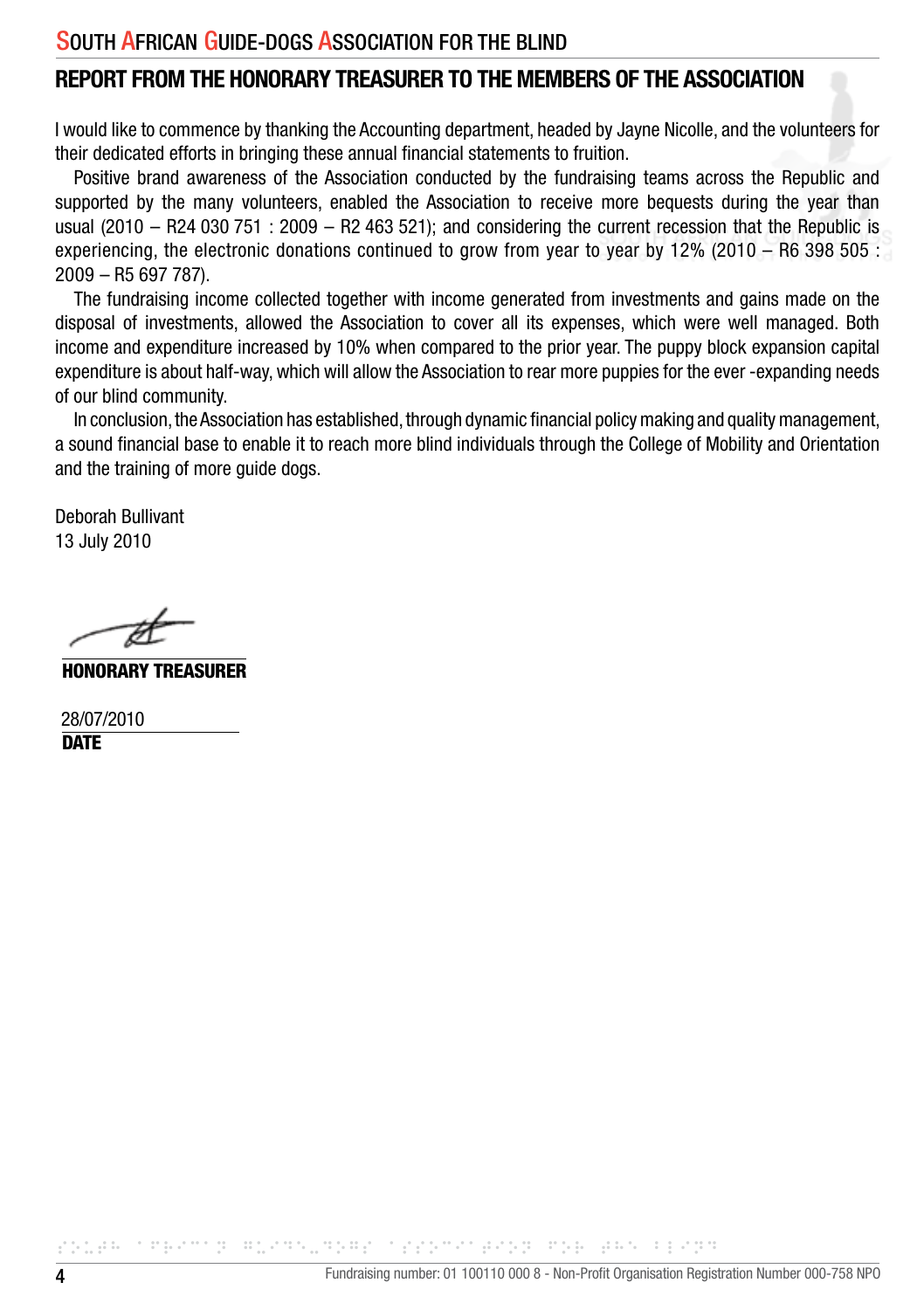## REPORT FROM THE HONORARY TREASURER TO THE MEMBERS OF THE ASSOCIATION

I would like to commence by thanking the Accounting department, headed by Jayne Nicolle, and the volunteers for their dedicated efforts in bringing these annual financial statements to fruition.

Positive brand awareness of the Association conducted by the fundraising teams across the Republic and supported by the many volunteers, enabled the Association to receive more bequests during the year than usual (2010 – R24 030 751 : 2009 – R2 463 521); and considering the current recession that the Republic is experiencing, the electronic donations continued to grow from year to year by 12% (2010 – R6 398 505 : 2009 – R5 697 787).

The fundraising income collected together with income generated from investments and gains made on the disposal of investments, allowed the Association to cover all its expenses, which were well managed. Both income and expenditure increased by 10% when compared to the prior year. The puppy block expansion capital expenditure is about half-way, which will allow the Association to rear more puppies for the ever -expanding needs of our blind community.

In conclusion, the Association has established, through dynamic financial policy making and quality management, a sound financial base to enable it to reach more blind individuals through the College of Mobility and Orientation and the training of more guide dogs.

Deborah Bullivant
13 July 2010

**HONORARY TREASURER**

28/07/2010
**DATE**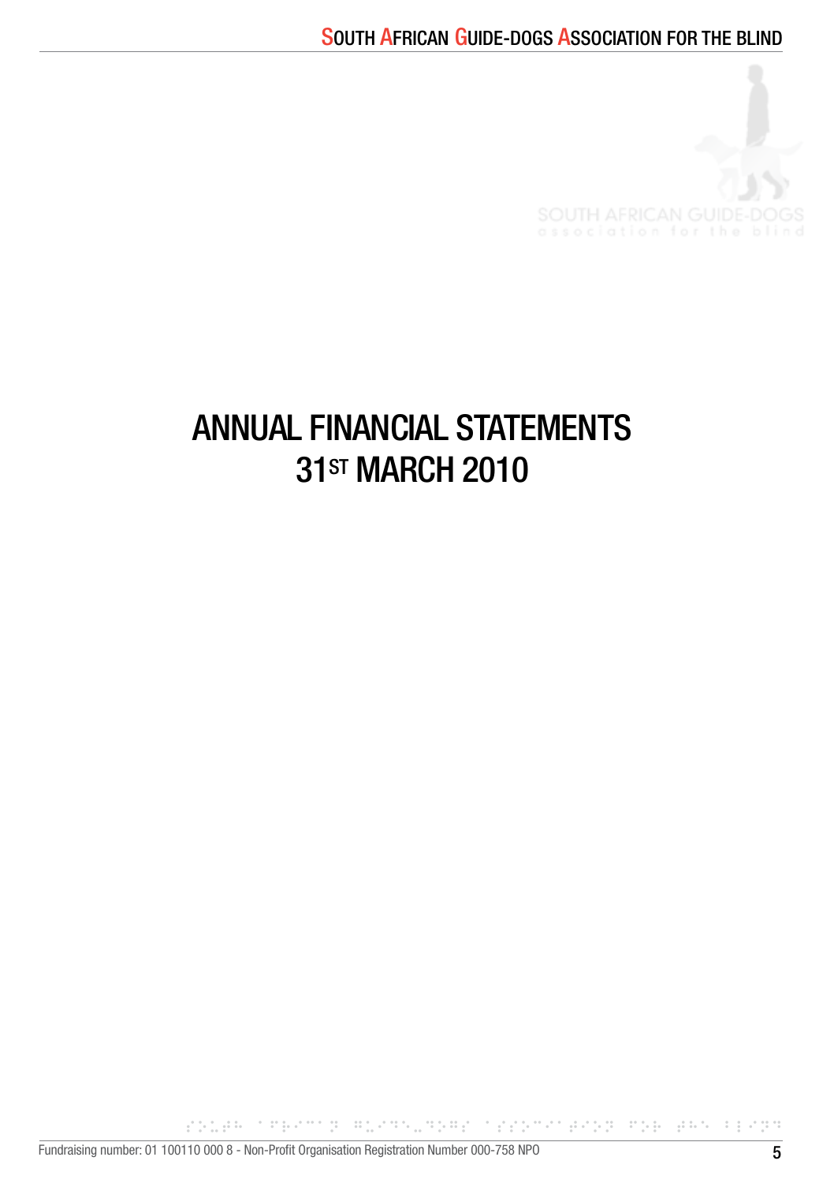# ANNUAL FINANCIAL STATEMENTS
# 31ST MARCH 2010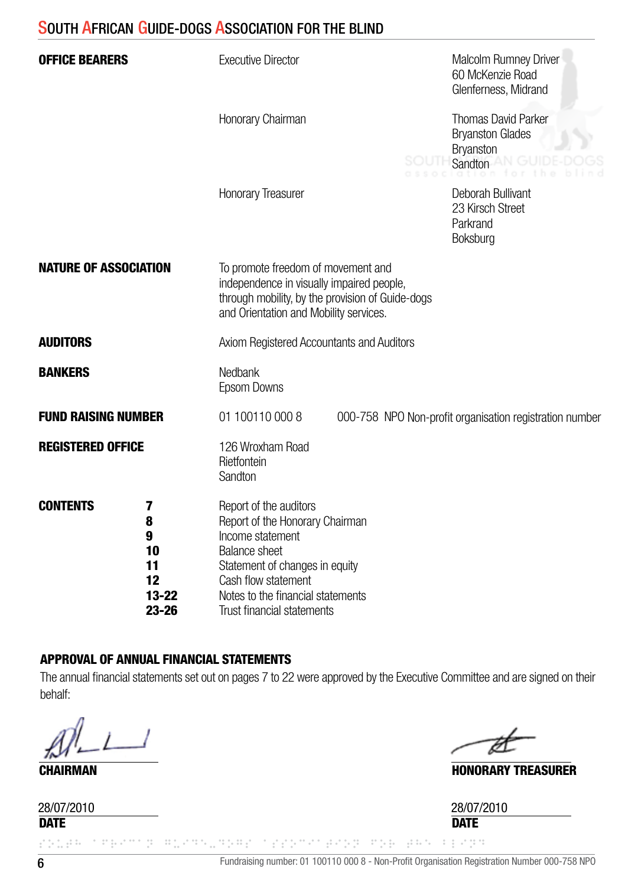# South African Guide-Dogs Association for the Blind

| | | |
|---|---|---|
| **OFFICE BEARERS** | Executive Director | Malcolm Rumney Driver<br>60 McKenzie Road<br>Glenferness, Midrand |
| | Honorary Chairman | Thomas David Parker<br>Bryanston Glades<br>Bryanston<br>Sandton |
| | Honorary Treasurer | Deborah Bullivant<br>23 Kirsch Street<br>Parkrand<br>Boksburg |
| **NATURE OF ASSOCIATION** | To promote freedom of movement and independence in visually impaired people, through mobility, by the provision of Guide-dogs and Orientation and Mobility services. | |
| **AUDITORS** | Axiom Registered Accountants and Auditors | |
| **BANKERS** | Nedbank<br>Epsom Downs | |
| **FUND RAISING NUMBER** | 01 100110 000 8 | 000-758 NPO Non-profit organisation registration number |
| **REGISTERED OFFICE** | 126 Wroxham Road<br>Rietfontein<br>Sandton | |

**CONTENTS**

| | |
|---|---|
| **7** | Report of the auditors |
| **8** | Report of the Honorary Chairman |
| **9** | Income statement |
| **10** | Balance sheet |
| **11** | Statement of changes in equity |
| **12** | Cash flow statement |
| **13-22** | Notes to the financial statements |
| **23-26** | Trust financial statements |

## APPROVAL OF ANNUAL FINANCIAL STATEMENTS

The annual financial statements set out on pages 7 to 22 were approved by the Executive Committee and are signed on their behalf:

**CHAIRMAN**

28/07/2010
**DATE**

**HONORARY TREASURER**

28/07/2010
**DATE**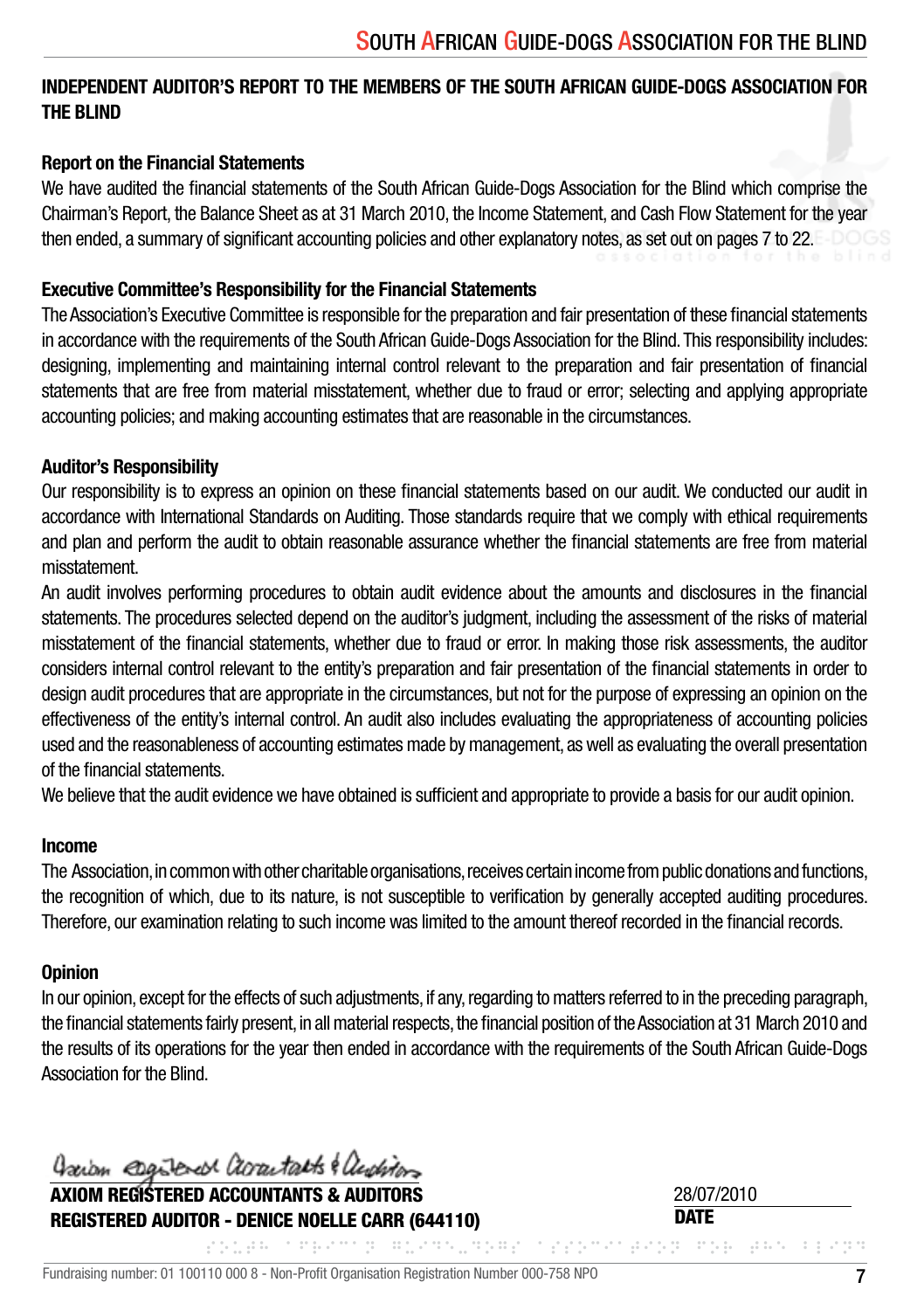## INDEPENDENT AUDITOR'S REPORT TO THE MEMBERS OF THE SOUTH AFRICAN GUIDE-DOGS ASSOCIATION FOR THE BLIND

### Report on the Financial Statements

We have audited the financial statements of the South African Guide-Dogs Association for the Blind which comprise the Chairman's Report, the Balance Sheet as at 31 March 2010, the Income Statement, and Cash Flow Statement for the year then ended, a summary of significant accounting policies and other explanatory notes, as set out on pages 7 to 22.

### Executive Committee's Responsibility for the Financial Statements

The Association's Executive Committee is responsible for the preparation and fair presentation of these financial statements in accordance with the requirements of the South African Guide-Dogs Association for the Blind. This responsibility includes: designing, implementing and maintaining internal control relevant to the preparation and fair presentation of financial statements that are free from material misstatement, whether due to fraud or error; selecting and applying appropriate accounting policies; and making accounting estimates that are reasonable in the circumstances.

### Auditor's Responsibility

Our responsibility is to express an opinion on these financial statements based on our audit. We conducted our audit in accordance with International Standards on Auditing. Those standards require that we comply with ethical requirements and plan and perform the audit to obtain reasonable assurance whether the financial statements are free from material misstatement.

An audit involves performing procedures to obtain audit evidence about the amounts and disclosures in the financial statements. The procedures selected depend on the auditor's judgment, including the assessment of the risks of material misstatement of the financial statements, whether due to fraud or error. In making those risk assessments, the auditor considers internal control relevant to the entity's preparation and fair presentation of the financial statements in order to design audit procedures that are appropriate in the circumstances, but not for the purpose of expressing an opinion on the effectiveness of the entity's internal control. An audit also includes evaluating the appropriateness of accounting policies used and the reasonableness of accounting estimates made by management, as well as evaluating the overall presentation of the financial statements.

We believe that the audit evidence we have obtained is sufficient and appropriate to provide a basis for our audit opinion.

### Income

The Association, in common with other charitable organisations, receives certain income from public donations and functions, the recognition of which, due to its nature, is not susceptible to verification by generally accepted auditing procedures. Therefore, our examination relating to such income was limited to the amount thereof recorded in the financial records.

### Opinion

In our opinion, except for the effects of such adjustments, if any, regarding to matters referred to in the preceding paragraph, the financial statements fairly present, in all material respects, the financial position of the Association at 31 March 2010 and the results of its operations for the year then ended in accordance with the requirements of the South African Guide-Dogs Association for the Blind.

*Axiom Registered Accountants & Auditors*

**AXIOM REGISTERED ACCOUNTANTS & AUDITORS**
**REGISTERED AUDITOR - DENICE NOELLE CARR (644110)**

28/07/2010
**DATE**

Fundraising number: 01 100110 000 8 - Non-Profit Organisation Registration Number 000-758 NPO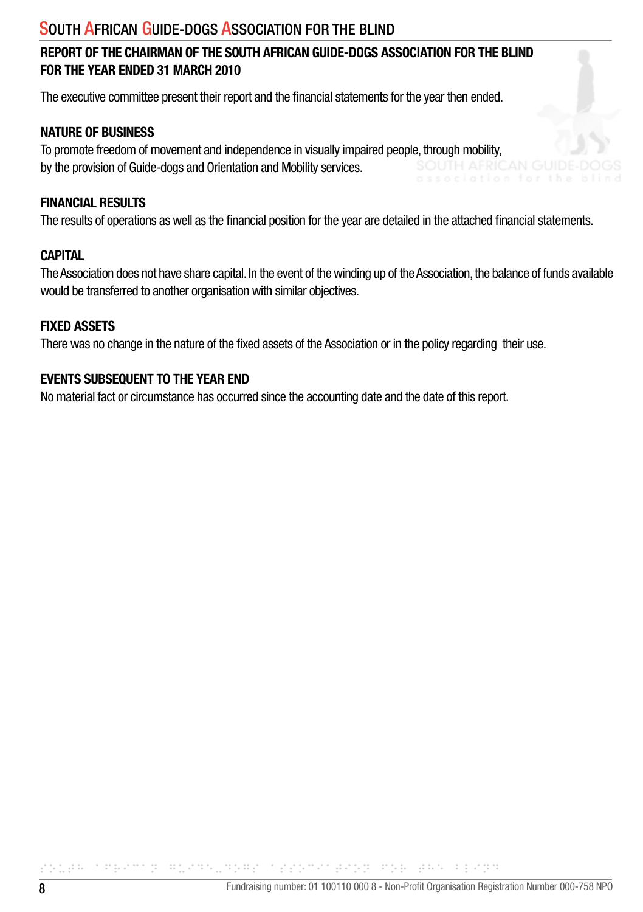## REPORT OF THE CHAIRMAN OF THE SOUTH AFRICAN GUIDE-DOGS ASSOCIATION FOR THE BLIND FOR THE YEAR ENDED 31 MARCH 2010

The executive committee present their report and the financial statements for the year then ended.

### NATURE OF BUSINESS

To promote freedom of movement and independence in visually impaired people, through mobility, by the provision of Guide-dogs and Orientation and Mobility services.

### FINANCIAL RESULTS

The results of operations as well as the financial position for the year are detailed in the attached financial statements.

### CAPITAL

The Association does not have share capital. In the event of the winding up of the Association, the balance of funds available would be transferred to another organisation with similar objectives.

### FIXED ASSETS

There was no change in the nature of the fixed assets of the Association or in the policy regarding their use.

### EVENTS SUBSEQUENT TO THE YEAR END

No material fact or circumstance has occurred since the accounting date and the date of this report.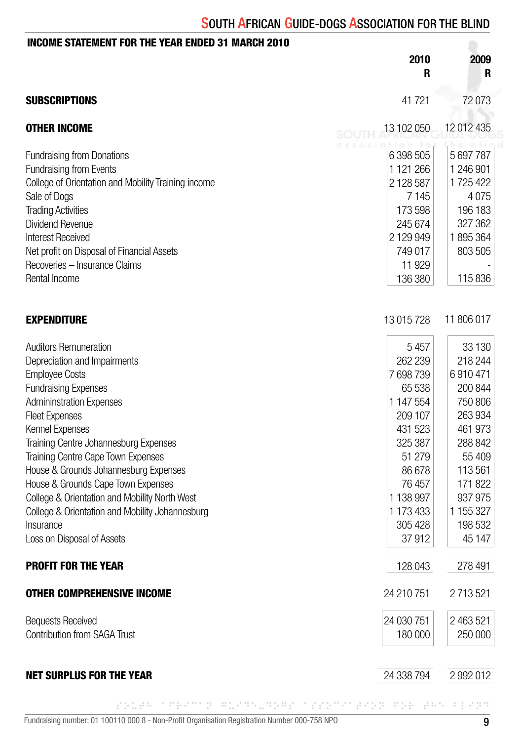## INCOME STATEMENT FOR THE YEAR ENDED 31 MARCH 2010

| | 2010<br>R | 2009<br>R |
|---|---|---|
| **SUBSCRIPTIONS** | 41 721 | 72 073 |
| **OTHER INCOME** | 13 102 050 | 12 012 435 |
| Fundraising from Donations | 6 398 505 | 5 697 787 |
| Fundraising from Events | 1 121 266 | 1 246 901 |
| College of Orientation and Mobility Training income | 2 128 587 | 1 725 422 |
| Sale of Dogs | 7 145 | 4 075 |
| Trading Activities | 173 598 | 196 183 |
| Dividend Revenue | 245 674 | 327 362 |
| Interest Received | 2 129 949 | 1 895 364 |
| Net profit on Disposal of Financial Assets | 749 017 | 803 505 |
| Recoveries – Insurance Claims | 11 929 | - |
| Rental Income | 136 380 | 115 836 |
| **EXPENDITURE** | 13 015 728 | 11 806 017 |
| Auditors Remuneration | 5 457 | 33 130 |
| Depreciation and Impairments | 262 239 | 218 244 |
| Employee Costs | 7 698 739 | 6 910 471 |
| Fundraising Expenses | 65 538 | 200 844 |
| Admininstration Expenses | 1 147 554 | 750 806 |
| Fleet Expenses | 209 107 | 263 934 |
| Kennel Expenses | 431 523 | 461 973 |
| Training Centre Johannesburg Expenses | 325 387 | 288 842 |
| Training Centre Cape Town Expenses | 51 279 | 55 409 |
| House & Grounds Johannesburg Expenses | 86 678 | 113 561 |
| House & Grounds Cape Town Expenses | 76 457 | 171 822 |
| College & Orientation and Mobility North West | 1 138 997 | 937 975 |
| College & Orientation and Mobility Johannesburg | 1 173 433 | 1 155 327 |
| Insurance | 305 428 | 198 532 |
| Loss on Disposal of Assets | 37 912 | 45 147 |
| **PROFIT FOR THE YEAR** | 128 043 | 278 491 |
| **OTHER COMPREHENSIVE INCOME** | 24 210 751 | 2 713 521 |
| Bequests Received | 24 030 751 | 2 463 521 |
| Contribution from SAGA Trust | 180 000 | 250 000 |
| **NET SURPLUS FOR THE YEAR** | 24 338 794 | 2 992 012 |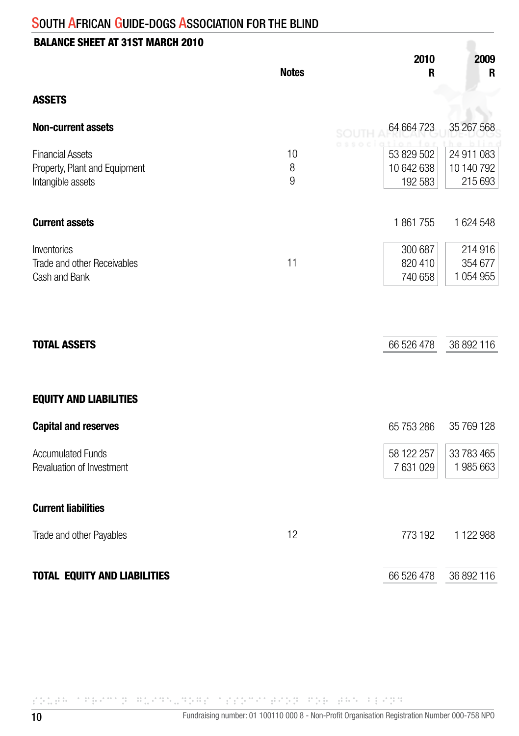# South African Guide-Dogs Association for the Blind

## BALANCE SHEET AT 31ST MARCH 2010

| | Notes | 2010 R | 2009 R |
|---|---|---|---|
| **ASSETS** | | | |
| **Non-current assets** | | 64 664 723 | 35 267 568 |
| Financial Assets | 10 | 53 829 502 | 24 911 083 |
| Property, Plant and Equipment | 8 | 10 642 638 | 10 140 792 |
| Intangible assets | 9 | 192 583 | 215 693 |
| **Current assets** | | 1 861 755 | 1 624 548 |
| Inventories | | 300 687 | 214 916 |
| Trade and other Receivables | 11 | 820 410 | 354 677 |
| Cash and Bank | | 740 658 | 1 054 955 |
| **TOTAL ASSETS** | | 66 526 478 | 36 892 116 |
| **EQUITY AND LIABILITIES** | | | |
| **Capital and reserves** | | 65 753 286 | 35 769 128 |
| Accumulated Funds | | 58 122 257 | 33 783 465 |
| Revaluation of Investment | | 7 631 029 | 1 985 663 |
| **Current liabilities** | | | |
| Trade and other Payables | 12 | 773 192 | 1 122 988 |
| **TOTAL EQUITY AND LIABILITIES** | | 66 526 478 | 36 892 116 |

Fundraising number: 01 100110 000 8 - Non-Profit Organisation Registration Number 000-758 NPO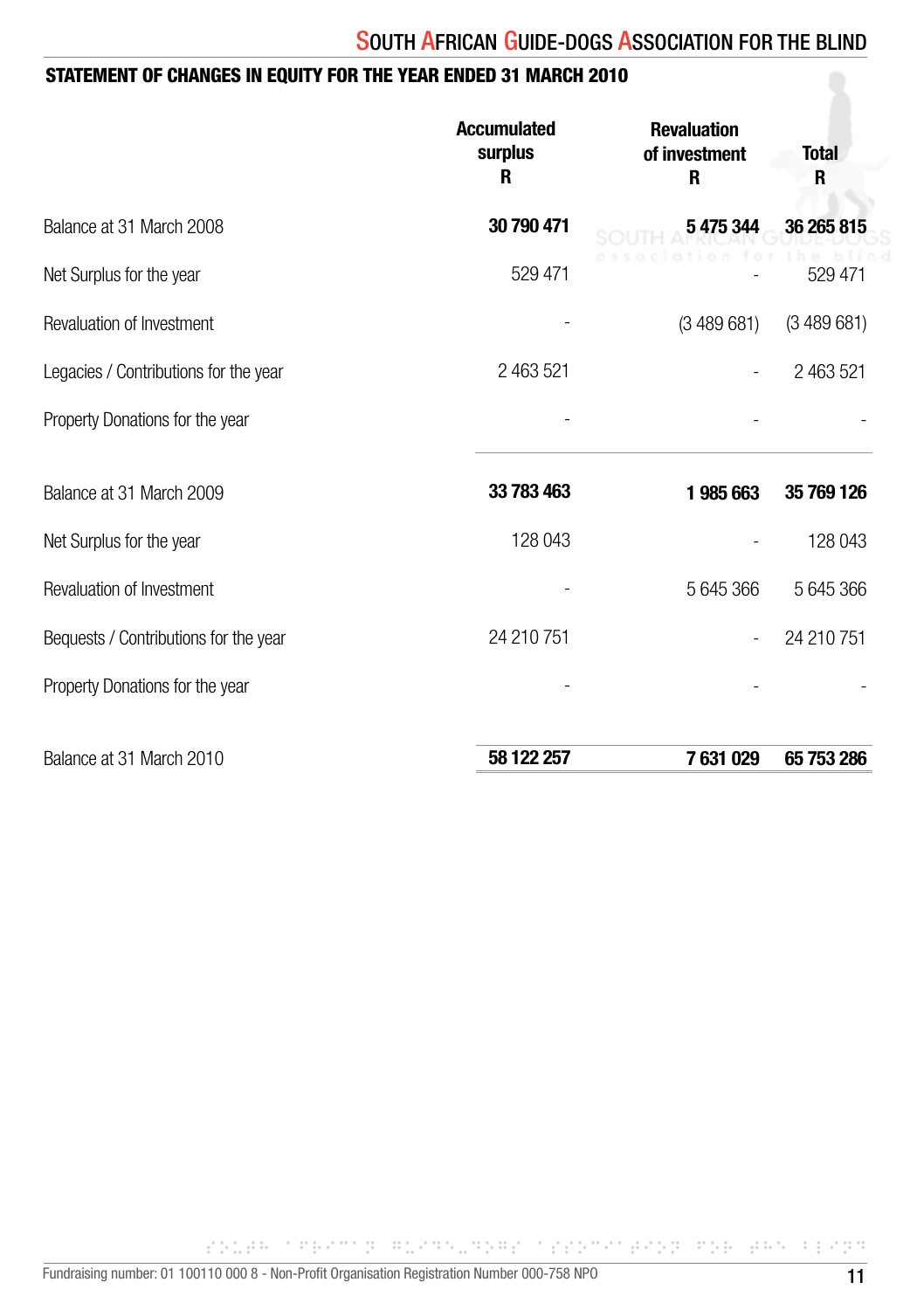## STATEMENT OF CHANGES IN EQUITY FOR THE YEAR ENDED 31 MARCH 2010

| | Accumulated surplus R | Revaluation of investment R | Total R |
|---|---|---|---|
| Balance at 31 March 2008 | **30 790 471** | **5 475 344** | **36 265 815** |
| Net Surplus for the year | 529 471 | - | 529 471 |
| Revaluation of Investment | - | (3 489 681) | (3 489 681) |
| Legacies / Contributions for the year | 2 463 521 | - | 2 463 521 |
| Property Donations for the year | - | - | - |
| Balance at 31 March 2009 | **33 783 463** | **1 985 663** | **35 769 126** |
| Net Surplus for the year | 128 043 | - | 128 043 |
| Revaluation of Investment | - | 5 645 366 | 5 645 366 |
| Bequests / Contributions for the year | 24 210 751 | - | 24 210 751 |
| Property Donations for the year | - | - | - |
| Balance at 31 March 2010 | **58 122 257** | **7 631 029** | **65 753 286** |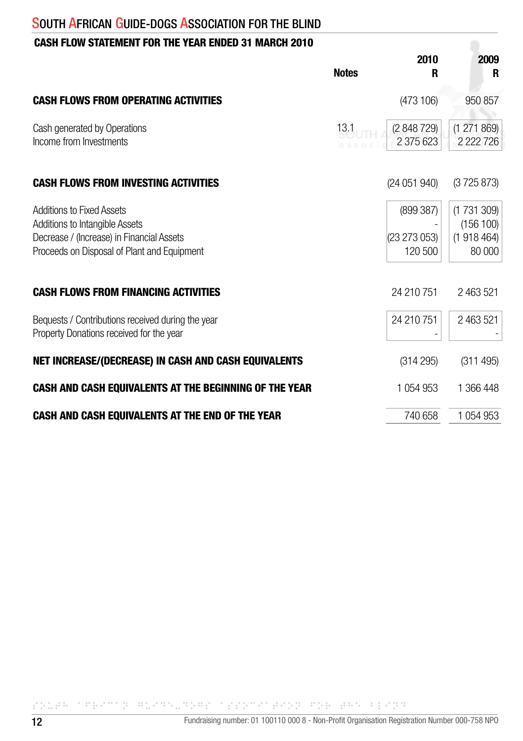# SOUTH AFRICAN GUIDE-DOGS ASSOCIATION FOR THE BLIND

## CASH FLOW STATEMENT FOR THE YEAR ENDED 31 MARCH 2010

| | Notes | 2010 R | 2009 R |
|---|---|---|---|
| **CASH FLOWS FROM OPERATING ACTIVITIES** | | (473 106) | 950 857 |
| Cash generated by Operations | 13.1 | (2 848 729) | (1 271 869) |
| Income from Investments | | 2 375 623 | 2 222 726 |
| **CASH FLOWS FROM INVESTING ACTIVITIES** | | (24 051 940) | (3 725 873) |
| Additions to Fixed Assets | | (899 387) | (1 731 309) |
| Additions to Intangible Assets | | - | (156 100) |
| Decrease / (Increase) in Financial Assets | | (23 273 053) | (1 918 464) |
| Proceeds on Disposal of Plant and Equipment | | 120 500 | 80 000 |
| **CASH FLOWS FROM FINANCING ACTIVITIES** | | 24 210 751 | 2 463 521 |
| Bequests / Contributions received during the year | | 24 210 751 | 2 463 521 |
| Property Donations received for the year | | - | - |
| **NET INCREASE/(DECREASE) IN CASH AND CASH EQUIVALENTS** | | (314 295) | (311 495) |
| **CASH AND CASH EQUIVALENTS AT THE BEGINNING OF THE YEAR** | | 1 054 953 | 1 366 448 |
| **CASH AND CASH EQUIVALENTS AT THE END OF THE YEAR** | | 740 658 | 1 054 953 |

Fundraising number: 01 100110 000 8 - Non-Profit Organisation Registration Number 000-758 NPO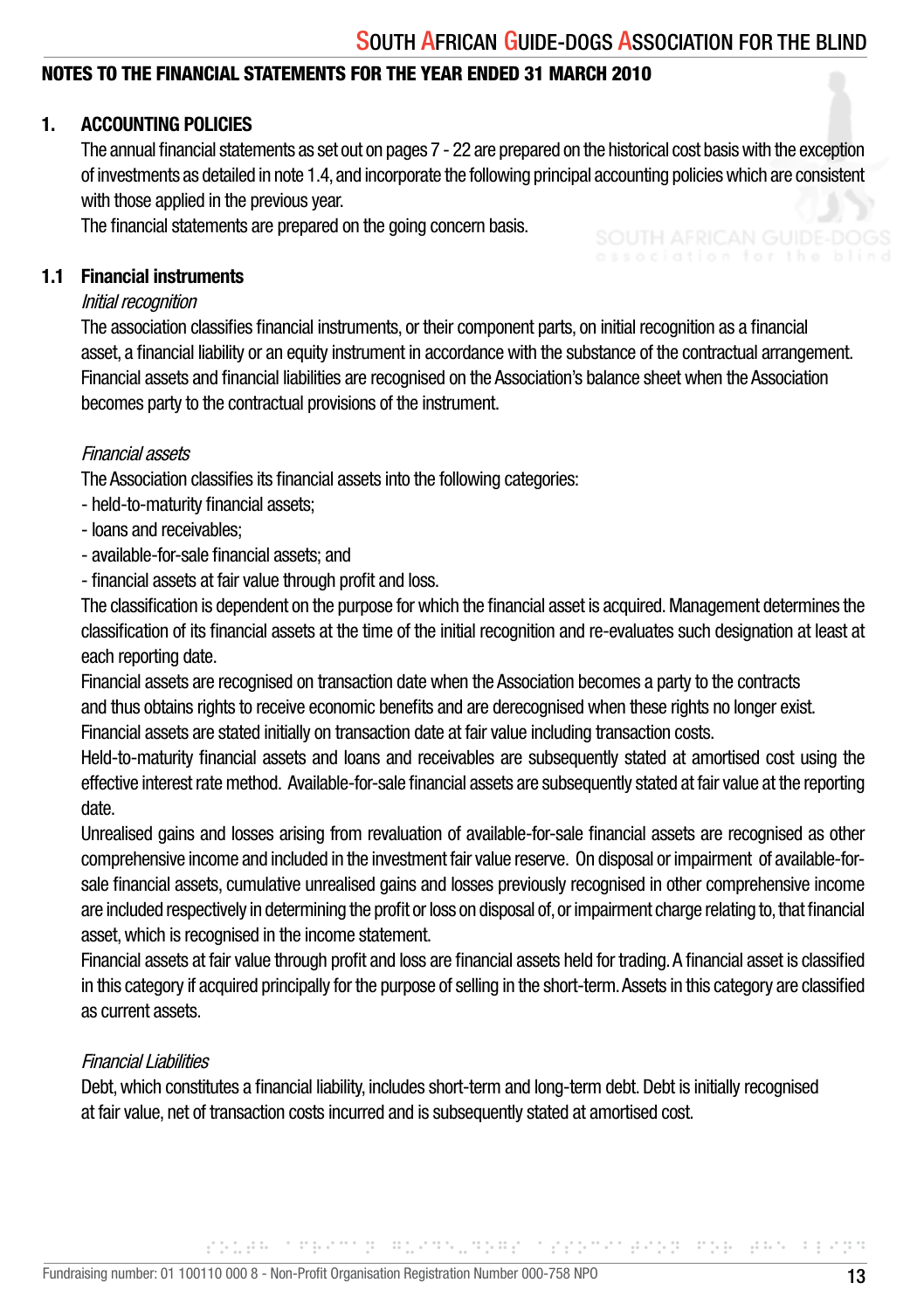## NOTES TO THE FINANCIAL STATEMENTS FOR THE YEAR ENDED 31 MARCH 2010

### 1. ACCOUNTING POLICIES

The annual financial statements as set out on pages 7 - 22 are prepared on the historical cost basis with the exception of investments as detailed in note 1.4, and incorporate the following principal accounting policies which are consistent with those applied in the previous year.

The financial statements are prepared on the going concern basis.

### 1.1 Financial instruments

*Initial recognition*

The association classifies financial instruments, or their component parts, on initial recognition as a financial asset, a financial liability or an equity instrument in accordance with the substance of the contractual arrangement. Financial assets and financial liabilities are recognised on the Association's balance sheet when the Association becomes party to the contractual provisions of the instrument.

*Financial assets*

The Association classifies its financial assets into the following categories:

- held-to-maturity financial assets;
- loans and receivables;
- available-for-sale financial assets; and
- financial assets at fair value through profit and loss.

The classification is dependent on the purpose for which the financial asset is acquired. Management determines the classification of its financial assets at the time of the initial recognition and re-evaluates such designation at least at each reporting date.

Financial assets are recognised on transaction date when the Association becomes a party to the contracts and thus obtains rights to receive economic benefits and are derecognised when these rights no longer exist.

Financial assets are stated initially on transaction date at fair value including transaction costs.

Held-to-maturity financial assets and loans and receivables are subsequently stated at amortised cost using the effective interest rate method. Available-for-sale financial assets are subsequently stated at fair value at the reporting date.

Unrealised gains and losses arising from revaluation of available-for-sale financial assets are recognised as other comprehensive income and included in the investment fair value reserve. On disposal or impairment of available-for-sale financial assets, cumulative unrealised gains and losses previously recognised in other comprehensive income are included respectively in determining the profit or loss on disposal of, or impairment charge relating to, that financial asset, which is recognised in the income statement.

Financial assets at fair value through profit and loss are financial assets held for trading. A financial asset is classified in this category if acquired principally for the purpose of selling in the short-term. Assets in this category are classified as current assets.

*Financial Liabilities*

Debt, which constitutes a financial liability, includes short-term and long-term debt. Debt is initially recognised at fair value, net of transaction costs incurred and is subsequently stated at amortised cost.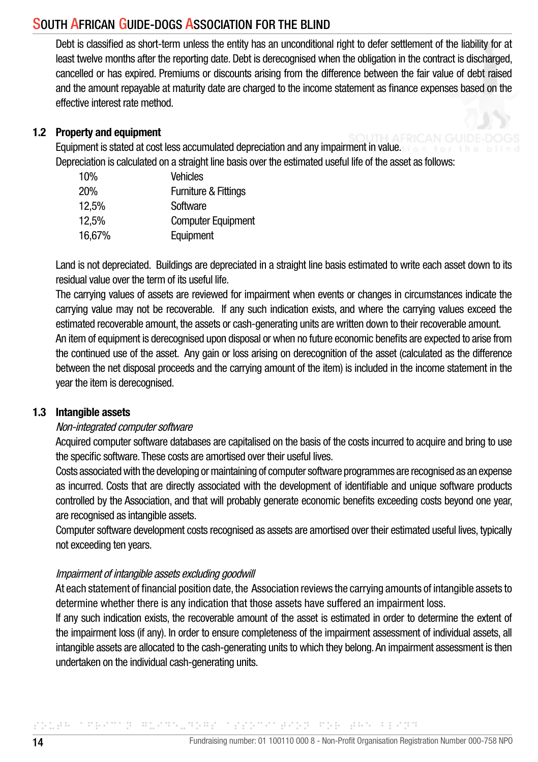Debt is classified as short-term unless the entity has an unconditional right to defer settlement of the liability for at least twelve months after the reporting date. Debt is derecognised when the obligation in the contract is discharged, cancelled or has expired. Premiums or discounts arising from the difference between the fair value of debt raised and the amount repayable at maturity date are charged to the income statement as finance expenses based on the effective interest rate method.

## 1.2 Property and equipment

Equipment is stated at cost less accumulated depreciation and any impairment in value.

Depreciation is calculated on a straight line basis over the estimated useful life of the asset as follows:

| | |
|---|---|
| 10% | Vehicles |
| 20% | Furniture & Fittings |
| 12,5% | Software |
| 12,5% | Computer Equipment |
| 16,67% | Equipment |

Land is not depreciated. Buildings are depreciated in a straight line basis estimated to write each asset down to its residual value over the term of its useful life.

The carrying values of assets are reviewed for impairment when events or changes in circumstances indicate the carrying value may not be recoverable. If any such indication exists, and where the carrying values exceed the estimated recoverable amount, the assets or cash-generating units are written down to their recoverable amount.

An item of equipment is derecognised upon disposal or when no future economic benefits are expected to arise from the continued use of the asset. Any gain or loss arising on derecognition of the asset (calculated as the difference between the net disposal proceeds and the carrying amount of the item) is included in the income statement in the year the item is derecognised.

## 1.3 Intangible assets

*Non-integrated computer software*

Acquired computer software databases are capitalised on the basis of the costs incurred to acquire and bring to use the specific software. These costs are amortised over their useful lives.

Costs associated with the developing or maintaining of computer software programmes are recognised as an expense as incurred. Costs that are directly associated with the development of identifiable and unique software products controlled by the Association, and that will probably generate economic benefits exceeding costs beyond one year, are recognised as intangible assets.

Computer software development costs recognised as assets are amortised over their estimated useful lives, typically not exceeding ten years.

*Impairment of intangible assets excluding goodwill*

At each statement of financial position date, the Association reviews the carrying amounts of intangible assets to determine whether there is any indication that those assets have suffered an impairment loss.

If any such indication exists, the recoverable amount of the asset is estimated in order to determine the extent of the impairment loss (if any). In order to ensure completeness of the impairment assessment of individual assets, all intangible assets are allocated to the cash-generating units to which they belong. An impairment assessment is then undertaken on the individual cash-generating units.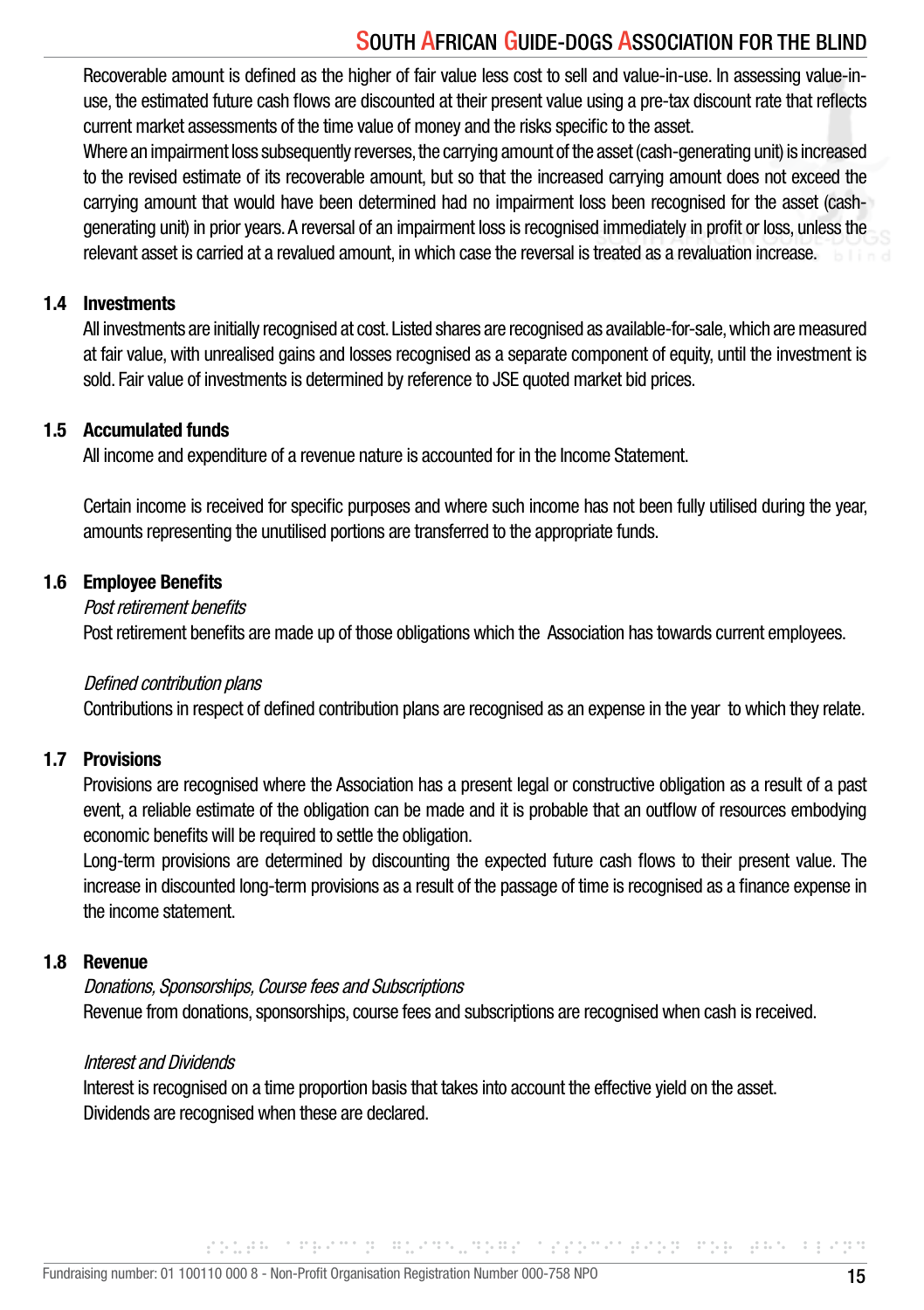Recoverable amount is defined as the higher of fair value less cost to sell and value-in-use. In assessing value-in-use, the estimated future cash flows are discounted at their present value using a pre-tax discount rate that reflects current market assessments of the time value of money and the risks specific to the asset.

Where an impairment loss subsequently reverses, the carrying amount of the asset (cash-generating unit) is increased to the revised estimate of its recoverable amount, but so that the increased carrying amount does not exceed the carrying amount that would have been determined had no impairment loss been recognised for the asset (cash-generating unit) in prior years. A reversal of an impairment loss is recognised immediately in profit or loss, unless the relevant asset is carried at a revalued amount, in which case the reversal is treated as a revaluation increase.

## 1.4 Investments

All investments are initially recognised at cost. Listed shares are recognised as available-for-sale, which are measured at fair value, with unrealised gains and losses recognised as a separate component of equity, until the investment is sold. Fair value of investments is determined by reference to JSE quoted market bid prices.

## 1.5 Accumulated funds

All income and expenditure of a revenue nature is accounted for in the Income Statement.

Certain income is received for specific purposes and where such income has not been fully utilised during the year, amounts representing the unutilised portions are transferred to the appropriate funds.

## 1.6 Employee Benefits

*Post retirement benefits*

Post retirement benefits are made up of those obligations which the Association has towards current employees.

*Defined contribution plans*

Contributions in respect of defined contribution plans are recognised as an expense in the year to which they relate.

## 1.7 Provisions

Provisions are recognised where the Association has a present legal or constructive obligation as a result of a past event, a reliable estimate of the obligation can be made and it is probable that an outflow of resources embodying economic benefits will be required to settle the obligation.

Long-term provisions are determined by discounting the expected future cash flows to their present value. The increase in discounted long-term provisions as a result of the passage of time is recognised as a finance expense in the income statement.

## 1.8 Revenue

*Donations, Sponsorships, Course fees and Subscriptions*

Revenue from donations, sponsorships, course fees and subscriptions are recognised when cash is received.

*Interest and Dividends*

Interest is recognised on a time proportion basis that takes into account the effective yield on the asset.

Dividends are recognised when these are declared.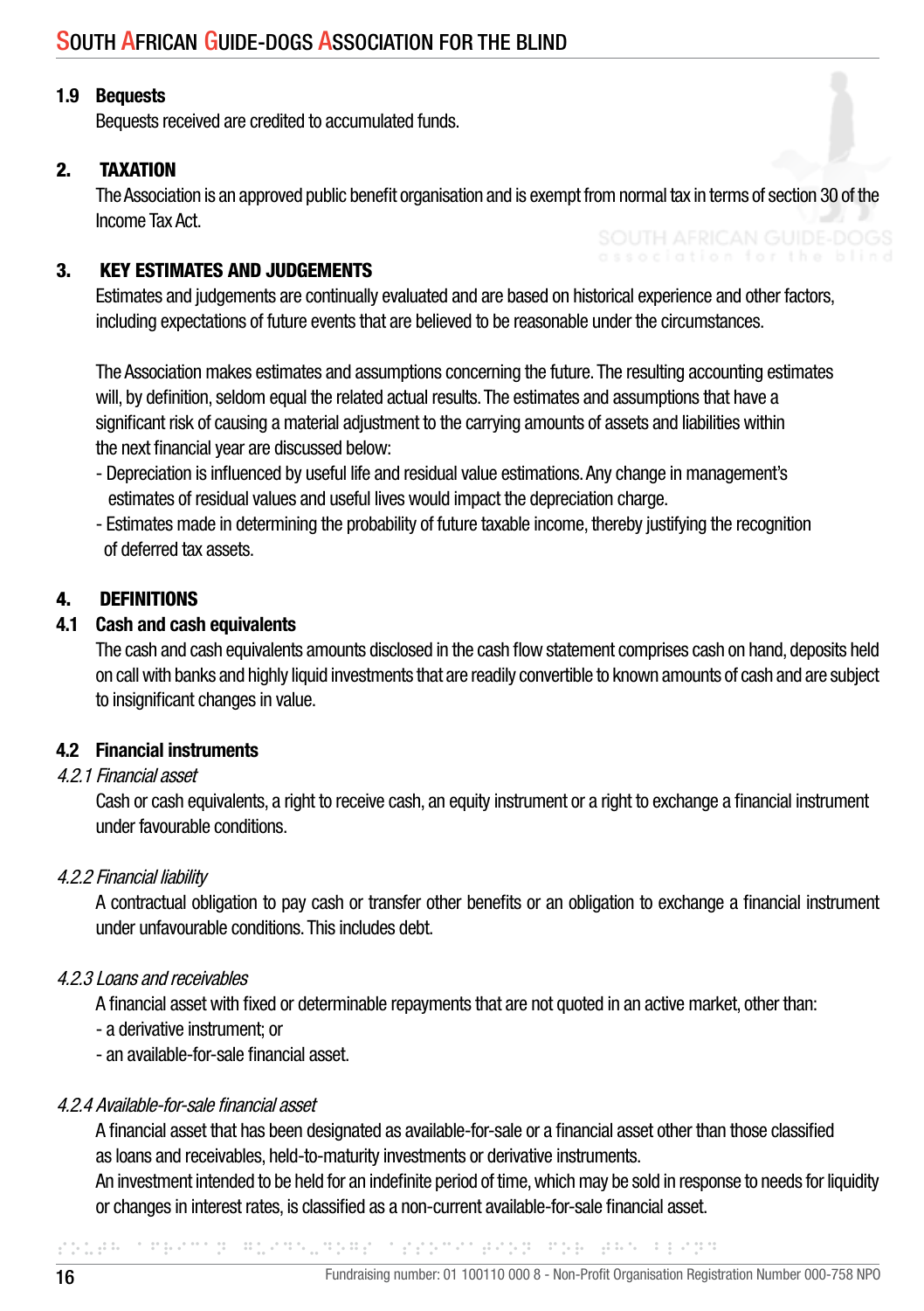### 1.9 Bequests

Bequests received are credited to accumulated funds.

## 2. TAXATION

The Association is an approved public benefit organisation and is exempt from normal tax in terms of section 30 of the Income Tax Act.

## 3. KEY ESTIMATES AND JUDGEMENTS

Estimates and judgements are continually evaluated and are based on historical experience and other factors, including expectations of future events that are believed to be reasonable under the circumstances.

The Association makes estimates and assumptions concerning the future. The resulting accounting estimates will, by definition, seldom equal the related actual results. The estimates and assumptions that have a significant risk of causing a material adjustment to the carrying amounts of assets and liabilities within the next financial year are discussed below:

- Depreciation is influenced by useful life and residual value estimations. Any change in management's estimates of residual values and useful lives would impact the depreciation charge.
- Estimates made in determining the probability of future taxable income, thereby justifying the recognition of deferred tax assets.

## 4. DEFINITIONS

### 4.1 Cash and cash equivalents

The cash and cash equivalents amounts disclosed in the cash flow statement comprises cash on hand, deposits held on call with banks and highly liquid investments that are readily convertible to known amounts of cash and are subject to insignificant changes in value.

### 4.2 Financial instruments

*4.2.1 Financial asset*

Cash or cash equivalents, a right to receive cash, an equity instrument or a right to exchange a financial instrument under favourable conditions.

*4.2.2 Financial liability*

A contractual obligation to pay cash or transfer other benefits or an obligation to exchange a financial instrument under unfavourable conditions. This includes debt.

*4.2.3 Loans and receivables*

A financial asset with fixed or determinable repayments that are not quoted in an active market, other than:

- a derivative instrument; or
- an available-for-sale financial asset.

*4.2.4 Available-for-sale financial asset*

A financial asset that has been designated as available-for-sale or a financial asset other than those classified as loans and receivables, held-to-maturity investments or derivative instruments.

An investment intended to be held for an indefinite period of time, which may be sold in response to needs for liquidity or changes in interest rates, is classified as a non-current available-for-sale financial asset.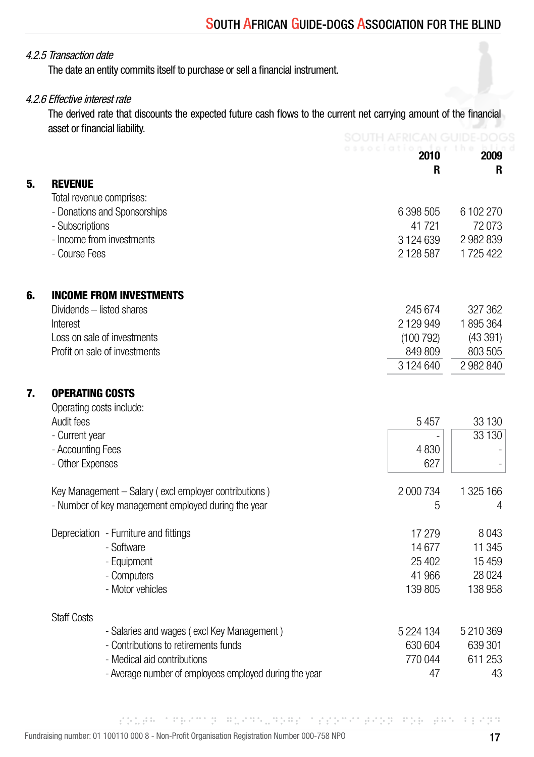#### *4.2.5 Transaction date*

The date an entity commits itself to purchase or sell a financial instrument.

#### *4.2.6 Effective interest rate*

The derived rate that discounts the expected future cash flows to the current net carrying amount of the financial asset or financial liability.

| | | 2010<br>R | 2009<br>R |
|---|---|---|---|
| **5.** | **REVENUE** | | |
| | Total revenue comprises: | | |
| | - Donations and Sponsorships | 6 398 505 | 6 102 270 |
| | - Subscriptions | 41 721 | 72 073 |
| | - Income from investments | 3 124 639 | 2 982 839 |
| | - Course Fees | 2 128 587 | 1 725 422 |
| | | | |
| **6.** | **INCOME FROM INVESTMENTS** | | |
| | Dividends – listed shares | 245 674 | 327 362 |
| | Interest | 2 129 949 | 1 895 364 |
| | Loss on sale of investments | (100 792) | (43 391) |
| | Profit on sale of investments | 849 809 | 803 505 |
| | | 3 124 640 | 2 982 840 |
| | | | |
| **7.** | **OPERATING COSTS** | | |
| | Operating costs include: | | |
| | Audit fees | 5 457 | 33 130 |
| | - Current year | - | 33 130 |
| | - Accounting Fees | 4 830 | - |
| | - Other Expenses | 627 | - |
| | | | |
| | Key Management – Salary ( excl employer contributions ) | 2 000 734 | 1 325 166 |
| | - Number of key management employed during the year | 5 | 4 |
| | | | |
| | Depreciation - Furniture and fittings | 17 279 | 8 043 |
| | - Software | 14 677 | 11 345 |
| | - Equipment | 25 402 | 15 459 |
| | - Computers | 41 966 | 28 024 |
| | - Motor vehicles | 139 805 | 138 958 |
| | | | |
| | Staff Costs | | |
| | - Salaries and wages ( excl Key Management ) | 5 224 134 | 5 210 369 |
| | - Contributions to retirements funds | 630 604 | 639 301 |
| | - Medical aid contributions | 770 044 | 611 253 |
| | - Average number of employees employed during the year | 47 | 43 |

Fundraising number: 01 100110 000 8 - Non-Profit Organisation Registration Number 000-758 NPO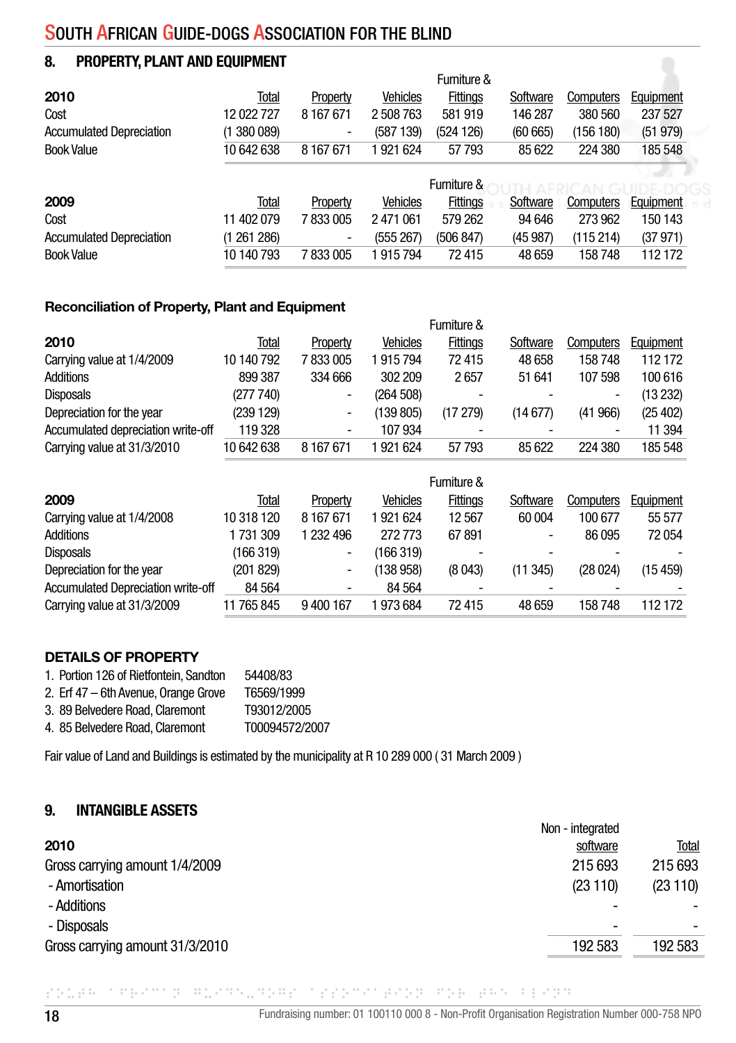## 8. PROPERTY, PLANT AND EQUIPMENT

| 2010 | Total | Property | Vehicles | Furniture & Fittings | Software | Computers | Equipment |
|---|---|---|---|---|---|---|---|
| Cost | 12 022 727 | 8 167 671 | 2 508 763 | 581 919 | 146 287 | 380 560 | 237 527 |
| Accumulated Depreciation | (1 380 089) | - | (587 139) | (524 126) | (60 665) | (156 180) | (51 979) |
| Book Value | 10 642 638 | 8 167 671 | 1 921 624 | 57 793 | 85 622 | 224 380 | 185 548 |

| 2009 | Total | Property | Vehicles | Furniture & Fittings | Software | Computers | Equipment |
|---|---|---|---|---|---|---|---|
| Cost | 11 402 079 | 7 833 005 | 2 471 061 | 579 262 | 94 646 | 273 962 | 150 143 |
| Accumulated Depreciation | (1 261 286) | - | (555 267) | (506 847) | (45 987) | (115 214) | (37 971) |
| Book Value | 10 140 793 | 7 833 005 | 1 915 794 | 72 415 | 48 659 | 158 748 | 112 172 |

### Reconciliation of Property, Plant and Equipment

| 2010 | Total | Property | Vehicles | Furniture & Fittings | Software | Computers | Equipment |
|---|---|---|---|---|---|---|---|
| Carrying value at 1/4/2009 | 10 140 792 | 7 833 005 | 1 915 794 | 72 415 | 48 658 | 158 748 | 112 172 |
| Additions | 899 387 | 334 666 | 302 209 | 2 657 | 51 641 | 107 598 | 100 616 |
| Disposals | (277 740) | - | (264 508) | - | - | - | (13 232) |
| Depreciation for the year | (239 129) | - | (139 805) | (17 279) | (14 677) | (41 966) | (25 402) |
| Accumulated depreciation write-off | 119 328 | - | 107 934 | - | - | - | 11 394 |
| Carrying value at 31/3/2010 | 10 642 638 | 8 167 671 | 1 921 624 | 57 793 | 85 622 | 224 380 | 185 548 |

| 2009 | Total | Property | Vehicles | Furniture & Fittings | Software | Computers | Equipment |
|---|---|---|---|---|---|---|---|
| Carrying value at 1/4/2008 | 10 318 120 | 8 167 671 | 1 921 624 | 12 567 | 60 004 | 100 677 | 55 577 |
| Additions | 1 731 309 | 1 232 496 | 272 773 | 67 891 | - | 86 095 | 72 054 |
| Disposals | (166 319) | - | (166 319) | - | - | - | - |
| Depreciation for the year | (201 829) | - | (138 958) | (8 043) | (11 345) | (28 024) | (15 459) |
| Accumulated Depreciation write-off | 84 564 | - | 84 564 | - | - | - | - |
| Carrying value at 31/3/2009 | 11 765 845 | 9 400 167 | 1 973 684 | 72 415 | 48 659 | 158 748 | 112 172 |

### DETAILS OF PROPERTY

| | |
|---|---|
| 1. Portion 126 of Rietfontein, Sandton | 54408/83 |
| 2. Erf 47 – 6th Avenue, Orange Grove | T6569/1999 |
| 3. 89 Belvedere Road, Claremont | T93012/2005 |
| 4. 85 Belvedere Road, Claremont | T00094572/2007 |

Fair value of Land and Buildings is estimated by the municipality at R 10 289 000 ( 31 March 2009 )

## 9. INTANGIBLE ASSETS

| 2010 | Non - integrated software | Total |
|---|---|---|
| Gross carrying amount 1/4/2009 | 215 693 | 215 693 |
| - Amortisation | (23 110) | (23 110) |
| - Additions | - | - |
| - Disposals | - | - |
| Gross carrying amount 31/3/2010 | 192 583 | 192 583 |

Fundraising number: 01 100110 000 8 - Non-Profit Organisation Registration Number 000-758 NPO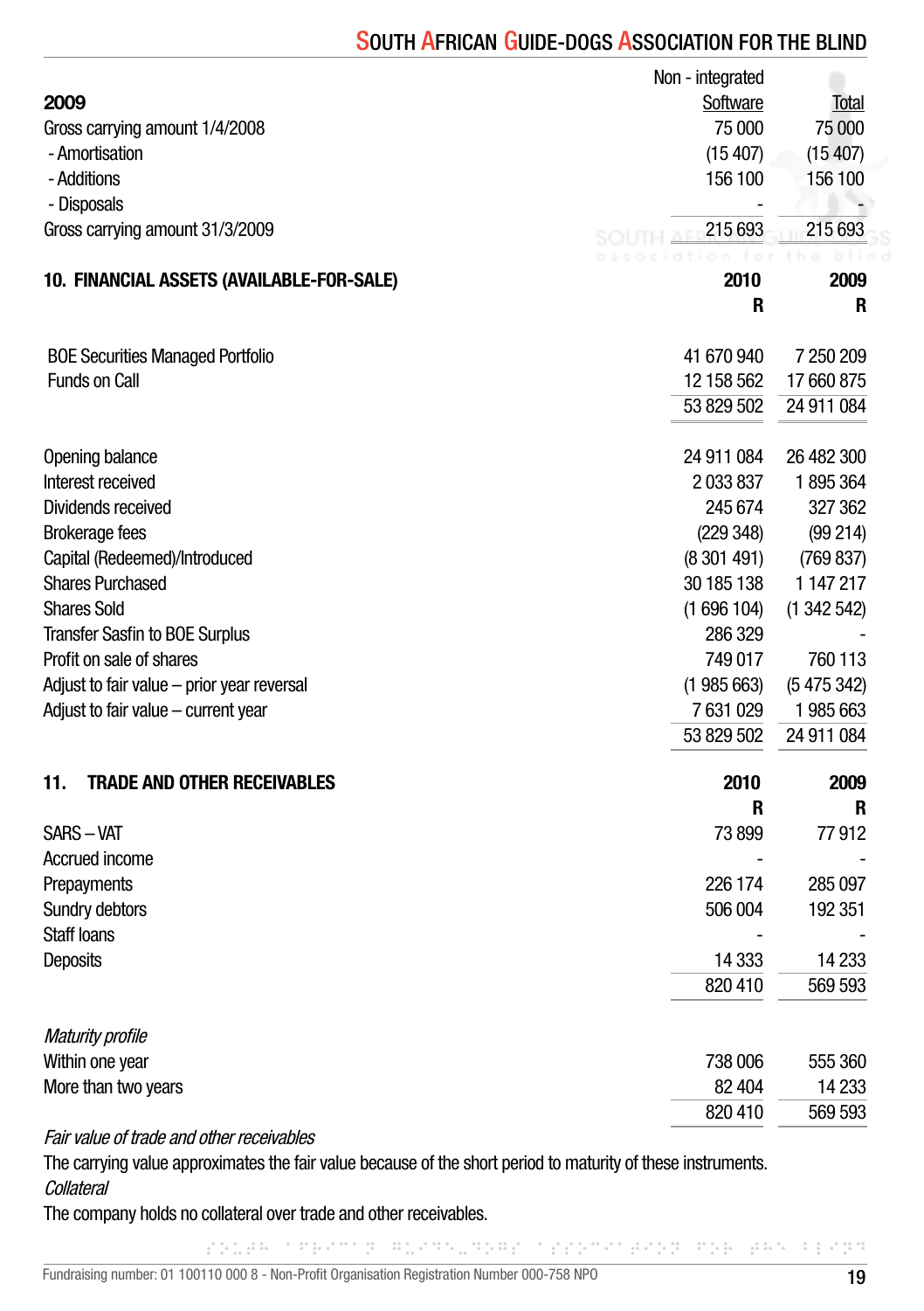| 2009 | Non - integrated Software | Total |
|---|---|---|
| Gross carrying amount 1/4/2008 | 75 000 | 75 000 |
| - Amortisation | (15 407) | (15 407) |
| - Additions | 156 100 | 156 100 |
| - Disposals | - | - |
| Gross carrying amount 31/3/2009 | 215 693 | 215 693 |

## 10. FINANCIAL ASSETS (AVAILABLE-FOR-SALE)

| | 2010 R | 2009 R |
|---|---|---|
| BOE Securities Managed Portfolio | 41 670 940 | 7 250 209 |
| Funds on Call | 12 158 562 | 17 660 875 |
| | 53 829 502 | 24 911 084 |

| | 2010 R | 2009 R |
|---|---|---|
| Opening balance | 24 911 084 | 26 482 300 |
| Interest received | 2 033 837 | 1 895 364 |
| Dividends received | 245 674 | 327 362 |
| Brokerage fees | (229 348) | (99 214) |
| Capital (Redeemed)/Introduced | (8 301 491) | (769 837) |
| Shares Purchased | 30 185 138 | 1 147 217 |
| Shares Sold | (1 696 104) | (1 342 542) |
| Transfer Sasfin to BOE Surplus | 286 329 | - |
| Profit on sale of shares | 749 017 | 760 113 |
| Adjust to fair value – prior year reversal | (1 985 663) | (5 475 342) |
| Adjust to fair value – current year | 7 631 029 | 1 985 663 |
| | 53 829 502 | 24 911 084 |

## 11. TRADE AND OTHER RECEIVABLES

| | 2010 R | 2009 R |
|---|---|---|
| SARS – VAT | 73 899 | 77 912 |
| Accrued income | - | - |
| Prepayments | 226 174 | 285 097 |
| Sundry debtors | 506 004 | 192 351 |
| Staff loans | - | - |
| Deposits | 14 333 | 14 233 |
| | 820 410 | 569 593 |

| *Maturity profile* | | |
|---|---|---|
| Within one year | 738 006 | 555 360 |
| More than two years | 82 404 | 14 233 |
| | 820 410 | 569 593 |

*Fair value of trade and other receivables*

The carrying value approximates the fair value because of the short period to maturity of these instruments.

*Collateral*

The company holds no collateral over trade and other receivables.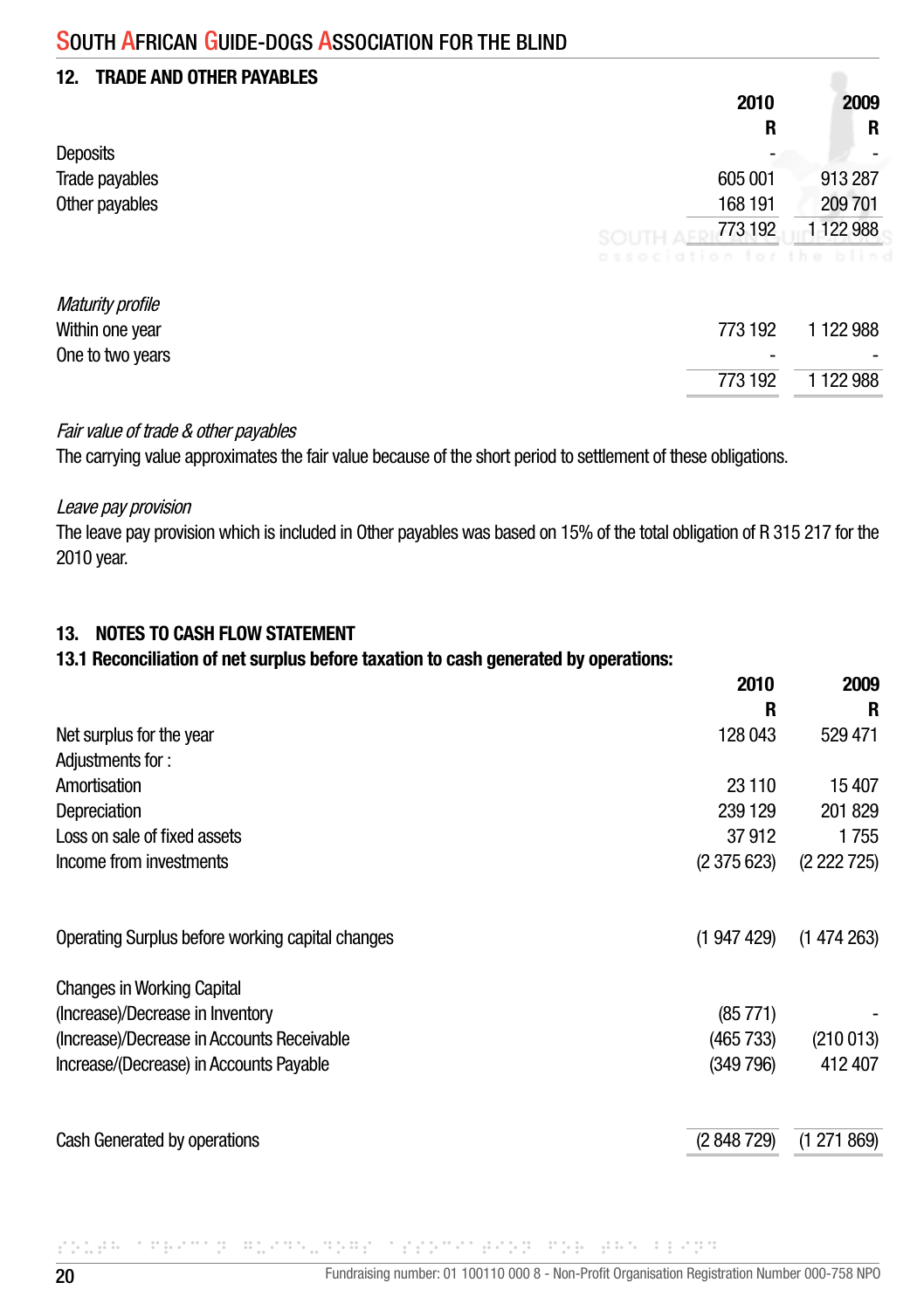## 12. TRADE AND OTHER PAYABLES

| | 2010 | 2009 |
|---|---|---|
| | R | R |
| Deposits | - | - |
| Trade payables | 605 001 | 913 287 |
| Other payables | 168 191 | 209 701 |
| | 773 192 | 1 122 988 |

| *Maturity profile* | | |
|---|---|---|
| Within one year | 773 192 | 1 122 988 |
| One to two years | - | - |
| | 773 192 | 1 122 988 |

*Fair value of trade & other payables*

The carrying value approximates the fair value because of the short period to settlement of these obligations.

*Leave pay provision*

The leave pay provision which is included in Other payables was based on 15% of the total obligation of R 315 217 for the 2010 year.

## 13. NOTES TO CASH FLOW STATEMENT

### 13.1 Reconciliation of net surplus before taxation to cash generated by operations:

| | 2010 | 2009 |
|---|---|---|
| | R | R |
| Net surplus for the year | 128 043 | 529 471 |
| Adjustments for : | | |
| Amortisation | 23 110 | 15 407 |
| Depreciation | 239 129 | 201 829 |
| Loss on sale of fixed assets | 37 912 | 1 755 |
| Income from investments | (2 375 623) | (2 222 725) |
| Operating Surplus before working capital changes | (1 947 429) | (1 474 263) |
| Changes in Working Capital | | |
| (Increase)/Decrease in Inventory | (85 771) | - |
| (Increase)/Decrease in Accounts Receivable | (465 733) | (210 013) |
| Increase/(Decrease) in Accounts Payable | (349 796) | 412 407 |
| Cash Generated by operations | (2 848 729) | (1 271 869) |

Fundraising number: 01 100110 000 8 - Non-Profit Organisation Registration Number 000-758 NPO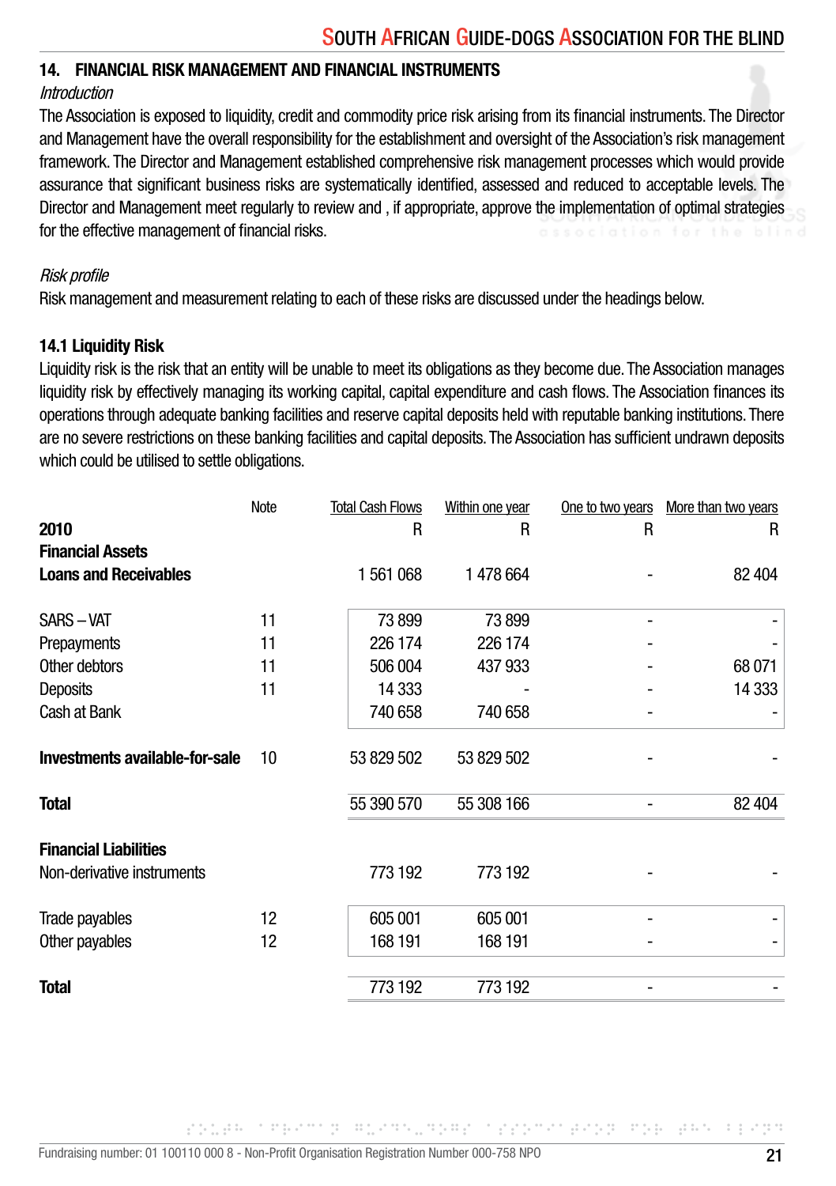## 14. FINANCIAL RISK MANAGEMENT AND FINANCIAL INSTRUMENTS

*Introduction*

The Association is exposed to liquidity, credit and commodity price risk arising from its financial instruments. The Director and Management have the overall responsibility for the establishment and oversight of the Association's risk management framework. The Director and Management established comprehensive risk management processes which would provide assurance that significant business risks are systematically identified, assessed and reduced to acceptable levels. The Director and Management meet regularly to review and , if appropriate, approve the implementation of optimal strategies for the effective management of financial risks.

*Risk profile*

Risk management and measurement relating to each of these risks are discussed under the headings below.

### 14.1 Liquidity Risk

Liquidity risk is the risk that an entity will be unable to meet its obligations as they become due. The Association manages liquidity risk by effectively managing its working capital, capital expenditure and cash flows. The Association finances its operations through adequate banking facilities and reserve capital deposits held with reputable banking institutions. There are no severe restrictions on these banking facilities and capital deposits. The Association has sufficient undrawn deposits which could be utilised to settle obligations.

| | Note | Total Cash Flows | Within one year | One to two years | More than two years |
|---|---|---|---|---|---|
| **2010** | | R | R | R | R |
| **Financial Assets** | | | | | |
| **Loans and Receivables** | | 1 561 068 | 1 478 664 | - | 82 404 |
| SARS – VAT | 11 | 73 899 | 73 899 | - | - |
| Prepayments | 11 | 226 174 | 226 174 | - | - |
| Other debtors | 11 | 506 004 | 437 933 | - | 68 071 |
| Deposits | 11 | 14 333 | - | - | 14 333 |
| Cash at Bank | | 740 658 | 740 658 | - | - |
| **Investments available-for-sale** | 10 | 53 829 502 | 53 829 502 | - | - |
| **Total** | | 55 390 570 | 55 308 166 | - | 82 404 |
| **Financial Liabilities** | | | | | |
| Non-derivative instruments | | 773 192 | 773 192 | - | - |
| Trade payables | 12 | 605 001 | 605 001 | - | - |
| Other payables | 12 | 168 191 | 168 191 | - | - |
| **Total** | | 773 192 | 773 192 | - | - |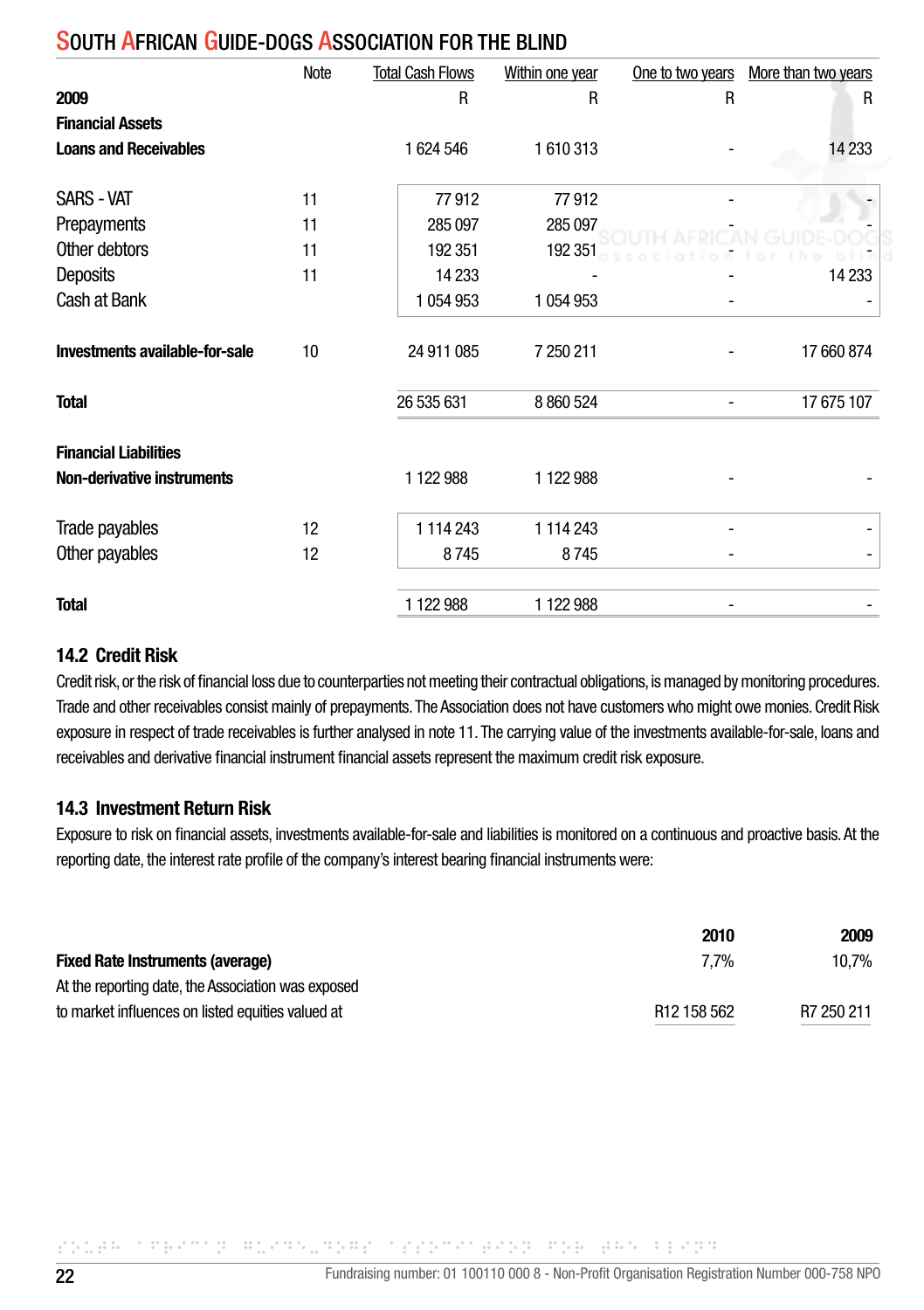## South African Guide-Dogs Association for the Blind

| | Note | Total Cash Flows | Within one year | One to two years | More than two years |
|---|---|---|---|---|---|
| **2009** | | R | R | R | R |
| **Financial Assets** | | | | | |
| **Loans and Receivables** | | 1 624 546 | 1 610 313 | - | 14 233 |
| SARS - VAT | 11 | 77 912 | 77 912 | - | - |
| Prepayments | 11 | 285 097 | 285 097 | - | - |
| Other debtors | 11 | 192 351 | 192 351 | - | - |
| Deposits | 11 | 14 233 | - | - | 14 233 |
| Cash at Bank | | 1 054 953 | 1 054 953 | - | - |
| **Investments available-for-sale** | 10 | 24 911 085 | 7 250 211 | - | 17 660 874 |
| **Total** | | 26 535 631 | 8 860 524 | - | 17 675 107 |
| **Financial Liabilities** | | | | | |
| **Non-derivative instruments** | | 1 122 988 | 1 122 988 | - | - |
| Trade payables | 12 | 1 114 243 | 1 114 243 | - | - |
| Other payables | 12 | 8 745 | 8 745 | - | - |
| **Total** | | 1 122 988 | 1 122 988 | - | - |

### 14.2 Credit Risk

Credit risk, or the risk of financial loss due to counterparties not meeting their contractual obligations, is managed by monitoring procedures. Trade and other receivables consist mainly of prepayments. The Association does not have customers who might owe monies. Credit Risk exposure in respect of trade receivables is further analysed in note 11. The carrying value of the investments available-for-sale, loans and receivables and derivative financial instrument financial assets represent the maximum credit risk exposure.

### 14.3 Investment Return Risk

Exposure to risk on financial assets, investments available-for-sale and liabilities is monitored on a continuous and proactive basis. At the reporting date, the interest rate profile of the company's interest bearing financial instruments were:

| | 2010 | 2009 |
|---|---|---|
| **Fixed Rate Instruments (average)** | 7,7% | 10,7% |
| At the reporting date, the Association was exposed to market influences on listed equities valued at | R12 158 562 | R7 250 211 |

Fundraising number: 01 100110 000 8 - Non-Profit Organisation Registration Number 000-758 NPO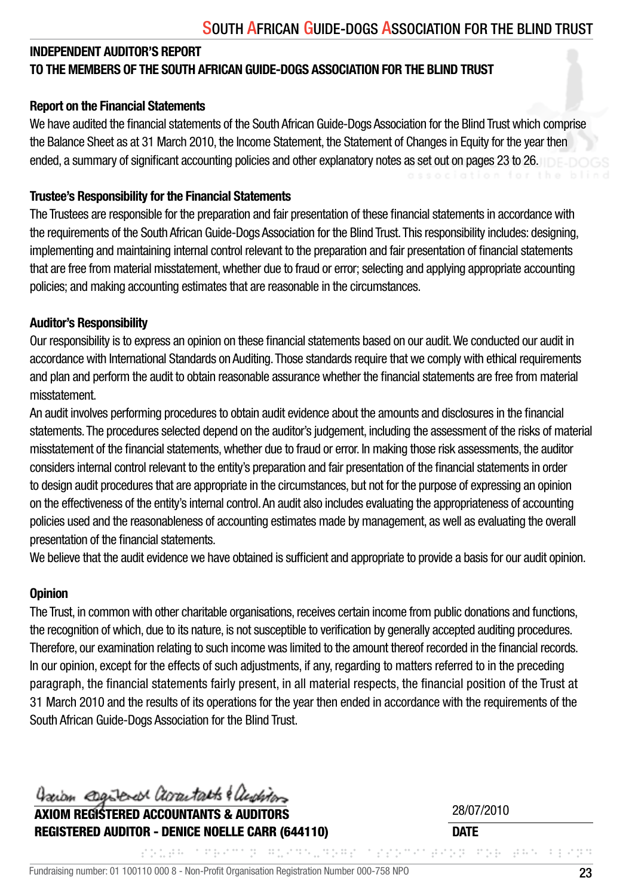## INDEPENDENT AUDITOR'S REPORT
## TO THE MEMBERS OF THE SOUTH AFRICAN GUIDE-DOGS ASSOCIATION FOR THE BLIND TRUST

### Report on the Financial Statements

We have audited the financial statements of the South African Guide-Dogs Association for the Blind Trust which comprise the Balance Sheet as at 31 March 2010, the Income Statement, the Statement of Changes in Equity for the year then ended, a summary of significant accounting policies and other explanatory notes as set out on pages 23 to 26.

### Trustee's Responsibility for the Financial Statements

The Trustees are responsible for the preparation and fair presentation of these financial statements in accordance with the requirements of the South African Guide-Dogs Association for the Blind Trust. This responsibility includes: designing, implementing and maintaining internal control relevant to the preparation and fair presentation of financial statements that are free from material misstatement, whether due to fraud or error; selecting and applying appropriate accounting policies; and making accounting estimates that are reasonable in the circumstances.

### Auditor's Responsibility

Our responsibility is to express an opinion on these financial statements based on our audit. We conducted our audit in accordance with International Standards on Auditing. Those standards require that we comply with ethical requirements and plan and perform the audit to obtain reasonable assurance whether the financial statements are free from material misstatement.

An audit involves performing procedures to obtain audit evidence about the amounts and disclosures in the financial statements. The procedures selected depend on the auditor's judgement, including the assessment of the risks of material misstatement of the financial statements, whether due to fraud or error. In making those risk assessments, the auditor considers internal control relevant to the entity's preparation and fair presentation of the financial statements in order to design audit procedures that are appropriate in the circumstances, but not for the purpose of expressing an opinion on the effectiveness of the entity's internal control. An audit also includes evaluating the appropriateness of accounting policies used and the reasonableness of accounting estimates made by management, as well as evaluating the overall presentation of the financial statements.

We believe that the audit evidence we have obtained is sufficient and appropriate to provide a basis for our audit opinion.

### Opinion

The Trust, in common with other charitable organisations, receives certain income from public donations and functions, the recognition of which, due to its nature, is not susceptible to verification by generally accepted auditing procedures. Therefore, our examination relating to such income was limited to the amount thereof recorded in the financial records. In our opinion, except for the effects of such adjustments, if any, regarding to matters referred to in the preceding paragraph, the financial statements fairly present, in all material respects, the financial position of the Trust at 31 March 2010 and the results of its operations for the year then ended in accordance with the requirements of the South African Guide-Dogs Association for the Blind Trust.

Axiom Registered Accountants & Auditors

**AXIOM REGISTERED ACCOUNTANTS & AUDITORS**
**REGISTERED AUDITOR - DENICE NOELLE CARR (644110)**

28/07/2010
**DATE**

Fundraising number: 01 100110 000 8 - Non-Profit Organisation Registration Number 000-758 NPO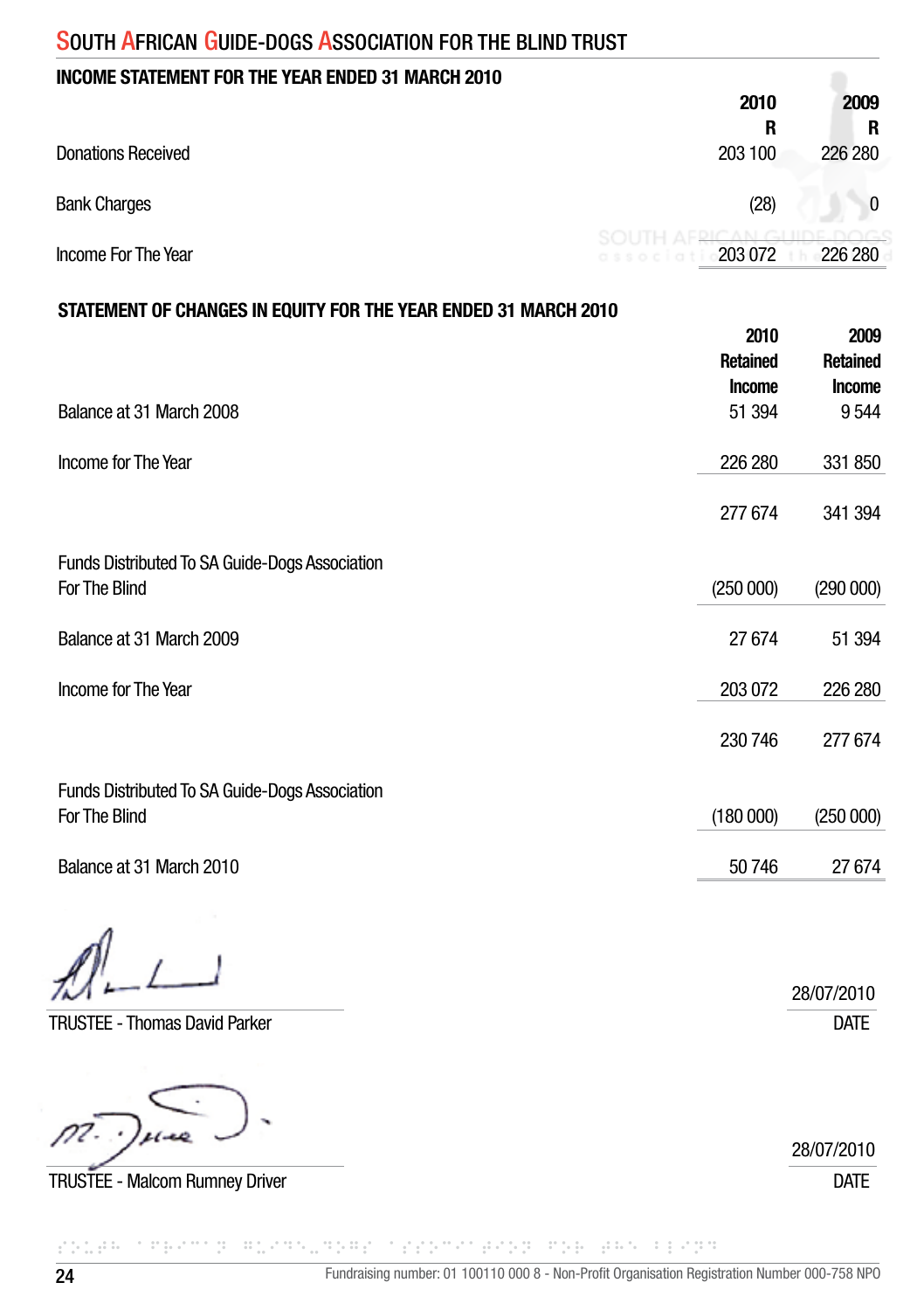# SOUTH AFRICAN GUIDE-DOGS ASSOCIATION FOR THE BLIND TRUST

## INCOME STATEMENT FOR THE YEAR ENDED 31 MARCH 2010

| | 2010 | 2009 |
|---|---|---|
| | R | R |
| Donations Received | 203 100 | 226 280 |
| Bank Charges | (28) | 0 |
| Income For The Year | 203 072 | 226 280 |

## STATEMENT OF CHANGES IN EQUITY FOR THE YEAR ENDED 31 MARCH 2010

| | 2010 Retained Income | 2009 Retained Income |
|---|---|---|
| Balance at 31 March 2008 | 51 394 | 9 544 |
| Income for The Year | 226 280 | 331 850 |
| | 277 674 | 341 394 |
| Funds Distributed To SA Guide-Dogs Association For The Blind | (250 000) | (290 000) |
| Balance at 31 March 2009 | 27 674 | 51 394 |
| Income for The Year | 203 072 | 226 280 |
| | 230 746 | 277 674 |
| Funds Distributed To SA Guide-Dogs Association For The Blind | (180 000) | (250 000) |
| Balance at 31 March 2010 | 50 746 | 27 674 |

TRUSTEE - Thomas David Parker — 28/07/2010 DATE

TRUSTEE - Malcom Rumney Driver — 28/07/2010 DATE

Fundraising number: 01 100110 000 8 - Non-Profit Organisation Registration Number 000-758 NPO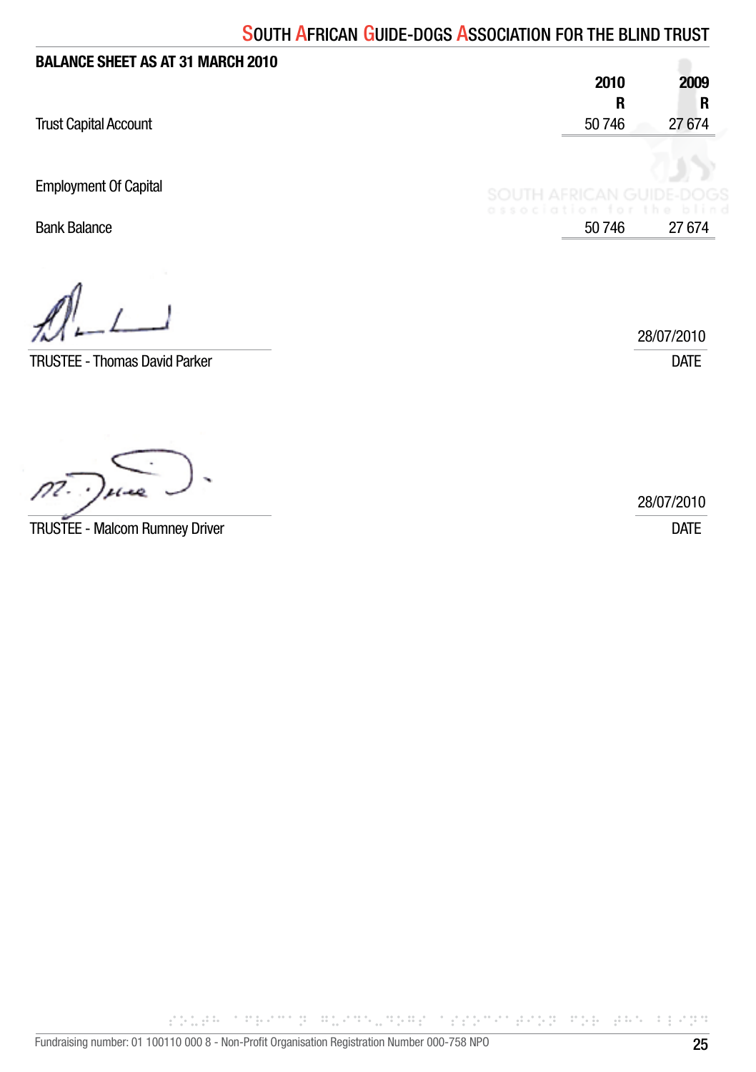## BALANCE SHEET AS AT 31 MARCH 2010

| | 2010 | 2009 |
|---|---|---|
| | R | R |
| Trust Capital Account | 50 746 | 27 674 |
| | | |
| Employment Of Capital | | |
| | | |
| Bank Balance | 50 746 | 27 674 |

TRUSTEE - Thomas David Parker — 28/07/2010 DATE

TRUSTEE - Malcom Rumney Driver — 28/07/2010 DATE

Fundraising number: 01 100110 000 8 - Non-Profit Organisation Registration Number 000-758 NPO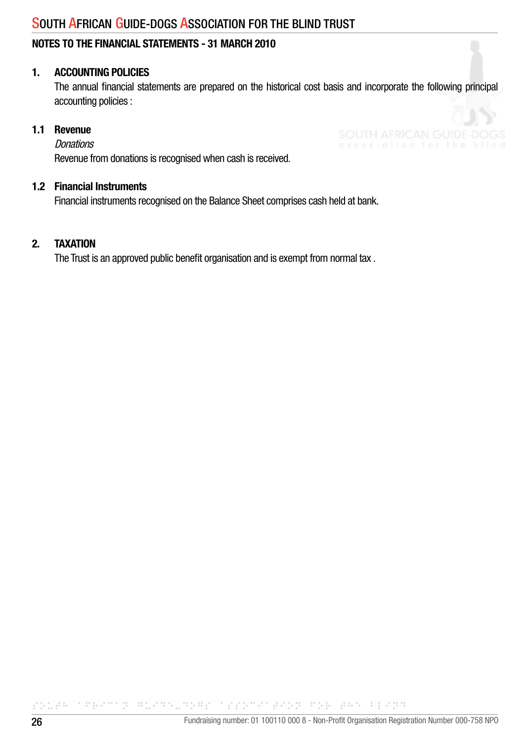## NOTES TO THE FINANCIAL STATEMENTS - 31 MARCH 2010

### 1. ACCOUNTING POLICIES

The annual financial statements are prepared on the historical cost basis and incorporate the following principal accounting policies :

#### 1.1 Revenue

*Donations*

Revenue from donations is recognised when cash is received.

#### 1.2 Financial Instruments

Financial instruments recognised on the Balance Sheet comprises cash held at bank.

### 2. TAXATION

The Trust is an approved public benefit organisation and is exempt from normal tax .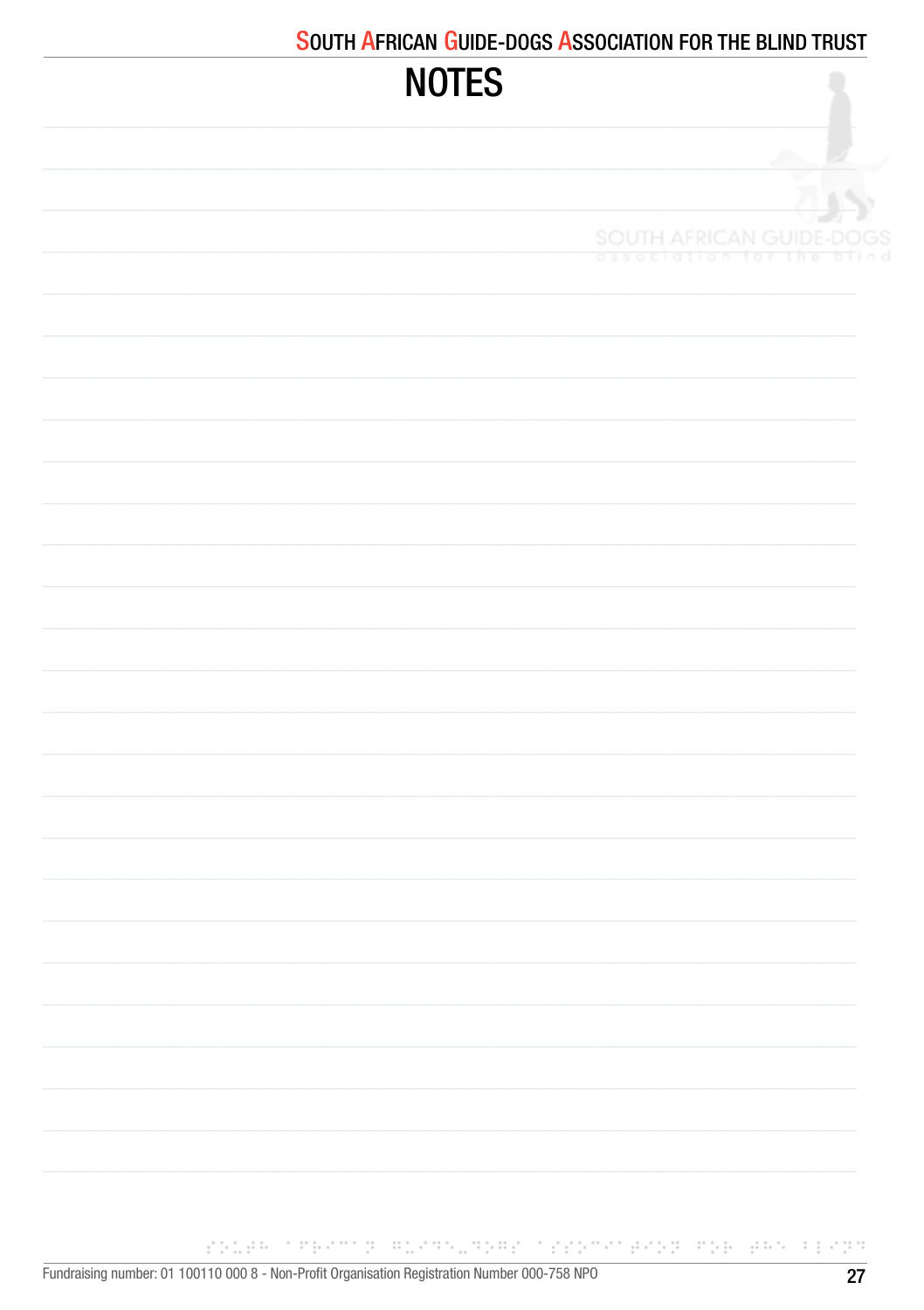# NOTES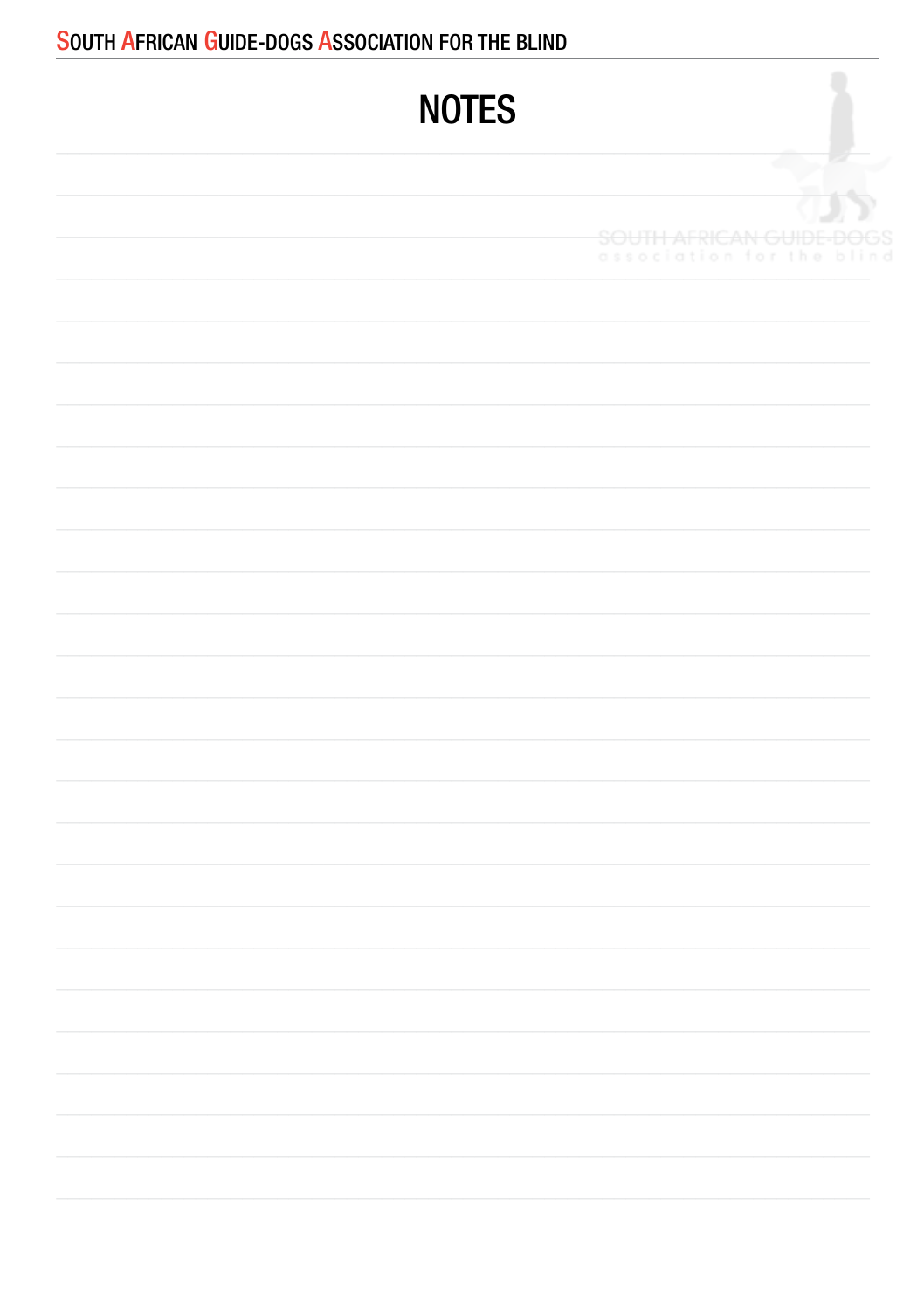# NOTES